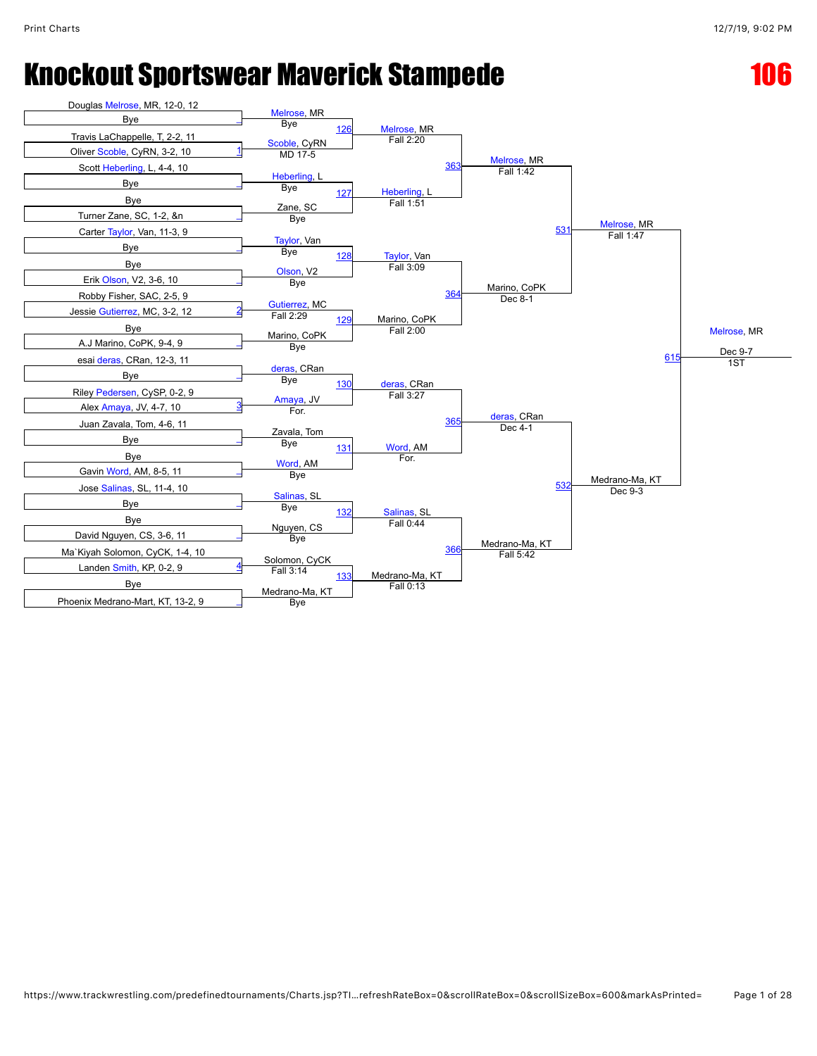# Knockout Sportswear Maverick Stampede

# 106

## First Round

| Bout | Wrestler 1 | Wrestler 2 | Winner | Result |
|---|---|---|---|---|
| _ | Douglas Melrose, MR, 12-0, 12 | Bye | Melrose, MR | Bye |
| 1 | Travis LaChappelle, T, 2-2, 11 | Oliver Scoble, CyRN, 3-2, 10 | Scoble, CyRN | MD 17-5 |
| _ | Scott Heberling, L, 4-4, 10 | Bye | Heberling, L | Bye |
| _ | Bye | Turner Zane, SC, 1-2, &n | Zane, SC | Bye |
| _ | Carter Taylor, Van, 11-3, 9 | Bye | Taylor, Van | Bye |
| _ | Bye | Erik Olson, V2, 3-6, 10 | Olson, V2 | Bye |
| 2 | Robby Fisher, SAC, 2-5, 9 | Jessie Gutierrez, MC, 3-2, 12 | Gutierrez, MC | Fall 2:29 |
| _ | Bye | A.J Marino, CoPK, 9-4, 9 | Marino, CoPK | Bye |
| _ | esai deras, CRan, 12-3, 11 | Bye | deras, CRan | Bye |
| 3 | Riley Pedersen, CySP, 0-2, 9 | Alex Amaya, JV, 4-7, 10 | Amaya, JV | For. |
| _ | Juan Zavala, Tom, 4-6, 11 | Bye | Zavala, Tom | Bye |
| _ | Bye | Gavin Word, AM, 8-5, 11 | Word, AM | Bye |
| _ | Jose Salinas, SL, 11-4, 10 | Bye | Salinas, SL | Bye |
| _ | Bye | David Nguyen, CS, 3-6, 11 | Nguyen, CS | Bye |
| 4 | Ma`Kiyah Solomon, CyCK, 1-4, 10 | Landen Smith, KP, 0-2, 9 | Solomon, CyCK | Fall 3:14 |
| _ | Bye | Phoenix Medrano-Mart, KT, 13-2, 9 | Medrano-Ma, KT | Bye |

## Second Round

| Bout | Wrestler 1 | Wrestler 2 | Winner | Result |
|---|---|---|---|---|
| 126 | Melrose, MR | Scoble, CyRN | Melrose, MR | Fall 2:20 |
| 127 | Heberling, L | Zane, SC | Heberling, L | Fall 1:51 |
| 128 | Taylor, Van | Olson, V2 | Taylor, Van | Fall 3:09 |
| 129 | Gutierrez, MC | Marino, CoPK | Marino, CoPK | Fall 2:00 |
| 130 | deras, CRan | Amaya, JV | deras, CRan | Fall 3:27 |
| 131 | Zavala, Tom | Word, AM | Word, AM | For. |
| 132 | Salinas, SL | Nguyen, CS | Salinas, SL | Fall 0:44 |
| 133 | Solomon, CyCK | Medrano-Ma, KT | Medrano-Ma, KT | Fall 0:13 |

## Quarterfinals

| Bout | Wrestler 1 | Wrestler 2 | Winner | Result |
|---|---|---|---|---|
| 363 | Melrose, MR | Heberling, L | Melrose, MR | Fall 1:42 |
| 364 | Taylor, Van | Marino, CoPK | Marino, CoPK | Dec 8-1 |
| 365 | deras, CRan | Word, AM | deras, CRan | Dec 4-1 |
| 366 | Salinas, SL | Medrano-Ma, KT | Medrano-Ma, KT | Fall 5:42 |

## Semifinals

| Bout | Wrestler 1 | Wrestler 2 | Winner | Result |
|---|---|---|---|---|
| 531 | Melrose, MR | Marino, CoPK | Melrose, MR | Fall 1:47 |
| 532 | deras, CRan | Medrano-Ma, KT | Medrano-Ma, KT | Dec 9-3 |

## Final

| Bout | Wrestler 1 | Wrestler 2 | Winner | Result |
|---|---|---|---|---|
| 615 | Melrose, MR | Medrano-Ma, KT | Melrose, MR | Dec 9-7 |

1ST: Melrose, MR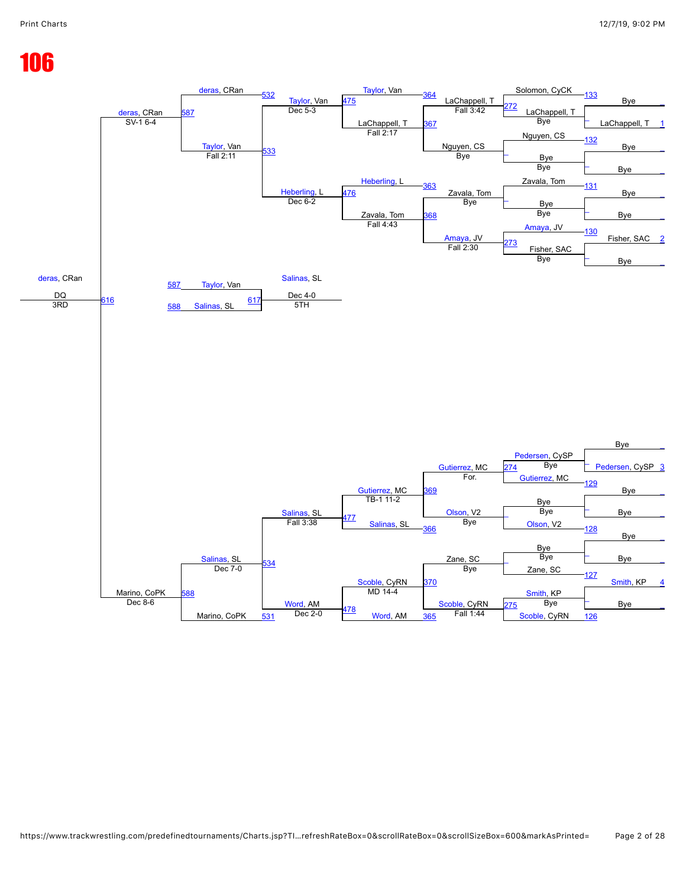# 106

## Championship Bracket (Top Half)

**First Round**
- 133: Solomon, CyCK vs Bye — Bye
- 272: LaChappell, T vs Bye — LaChappell, T (1)
- 132: Nguyen, CS vs Bye — Bye
- Bye vs Bye
- 131: Zavala, Tom vs Bye — Bye
- Bye vs Bye
- 130: Amaya, JV vs Fisher, SAC (2) — Bye
- 273: Fisher, SAC vs Bye

**Second Round**
- 272: LaChappell, T — Fall 3:42 (vs Solomon, CyCK)
- Nguyen, CS — Bye
- Zavala, Tom — Bye
- 273: Amaya, JV — Fall 2:30 (vs Fisher, SAC)

**Quarterfinals**
- 364: Taylor, Van vs LaChappell, T — 367: LaChappell, T — Fall 2:17 (vs Nguyen, CS)
- 363: Heberling, L vs Zavala, Tom — 368: Zavala, Tom — Fall 4:43 (vs Amaya, JV)

**Semifinals**
- 475: Taylor, Van — Dec 5-3 (vs LaChappell, T)
- 476: Heberling, L — Dec 6-2 (vs Zavala, Tom)

**Consolation**
- 532: deras, CRan
- 533: Taylor, Van — Fall 2:11
- 587: deras, CRan — SV-1 6-4

## 3rd Place / 5th Place

- 616: deras, CRan — DQ — 3RD
- 617: 587 Taylor, Van vs 588 Salinas, SL — Salinas, SL — Dec 4-0 — 5TH

## Championship Bracket (Bottom Half)

**First Round**
- Bye vs Pedersen, CySP (3) — 274: Pedersen, CySP — Bye
- 129: Gutierrez, MC vs Bye
- Bye vs Bye
- 128: Olson, V2 vs Bye — Olson, V2 — Bye
- Bye vs Bye
- 127: Zane, SC vs Smith, KP (4)
- 275: Smith, KP vs Bye — Bye
- 126: Scoble, CyRN

**Second Round**
- 369: Gutierrez, MC — For.
- Olson, V2 — Bye
- Zane, SC — Bye
- 275: Scoble, CyRN — Fall 1:44

**Quarterfinals**
- 369: Gutierrez, MC vs 366: Salinas, SL — 477: Gutierrez, MC — TB-1 11-2
- 370: Scoble, CyRN vs 365: Word, AM — 478: Scoble, CyRN — MD 14-4

**Consolation**
- Salinas, SL — Fall 3:38
- 531: Word, AM — Dec 2-0 (vs Marino, CoPK)
- 534: Salinas, SL — Dec 7-0
- 588: Marino, CoPK — Dec 8-6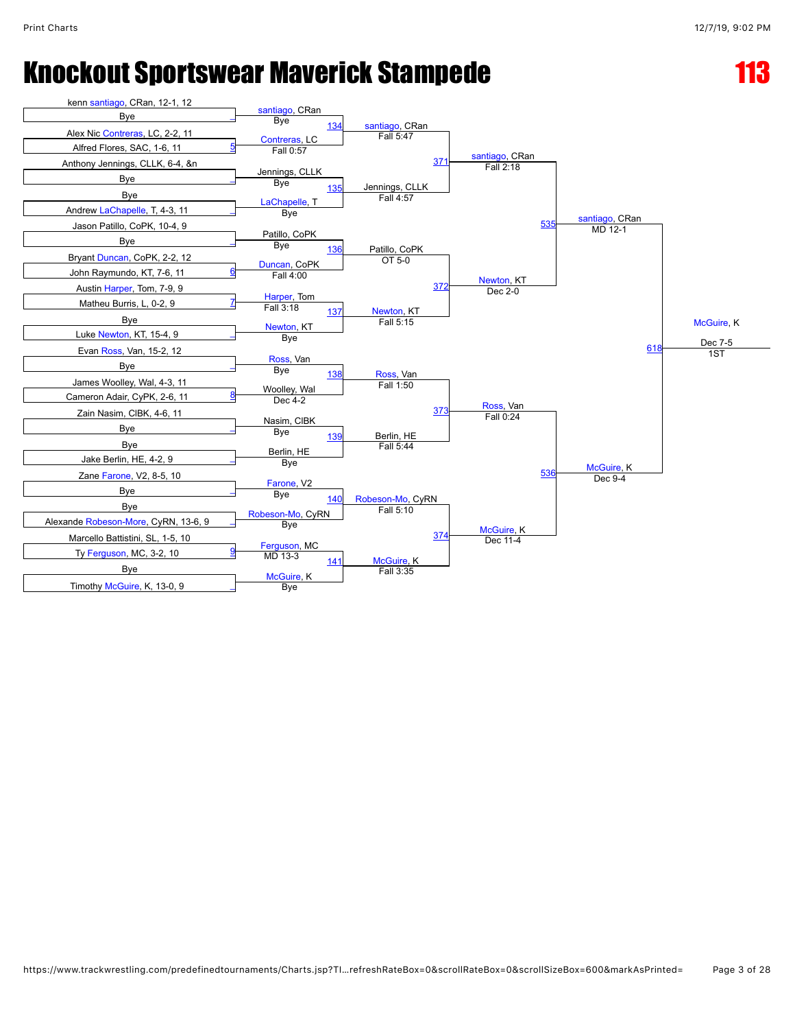# Knockout Sportswear Maverick Stampede

**113**

## First Round

| Wrestler 1 | Wrestler 2 | Bout | Winner | Result |
|---|---|---|---|---|
| kenn santiago, CRan, 12-1, 12 | Bye | | santiago, CRan | Bye |
| Alex Nic Contreras, LC, 2-2, 11 | Alfred Flores, SAC, 1-6, 11 | 5 | Contreras, LC | Fall 0:57 |
| Anthony Jennings, CLLK, 6-4, &n | Bye | | Jennings, CLLK | Bye |
| Bye | Andrew LaChapelle, T, 4-3, 11 | | LaChapelle, T | Bye |
| Jason Patillo, CoPK, 10-4, 9 | Bye | | Patillo, CoPK | Bye |
| Bryant Duncan, CoPK, 2-2, 12 | John Raymundo, KT, 7-6, 11 | 6 | Duncan, CoPK | Fall 4:00 |
| Austin Harper, Tom, 7-9, 9 | Matheu Burris, L, 0-2, 9 | 7 | Harper, Tom | Fall 3:18 |
| Bye | Luke Newton, KT, 15-4, 9 | | Newton, KT | Bye |
| Evan Ross, Van, 15-2, 12 | Bye | | Ross, Van | Bye |
| James Woolley, Wal, 4-3, 11 | Cameron Adair, CyPK, 2-6, 11 | 8 | Woolley, Wal | Dec 4-2 |
| Zain Nasim, ClBK, 4-6, 11 | Bye | | Nasim, ClBK | Bye |
| Bye | Jake Berlin, HE, 4-2, 9 | | Berlin, HE | Bye |
| Zane Farone, V2, 8-5, 10 | Bye | | Farone, V2 | Bye |
| Bye | Alexande Robeson-More, CyRN, 13-6, 9 | | Robeson-Mo, CyRN | Bye |
| Marcello Battistini, SL, 1-5, 10 | Ty Ferguson, MC, 3-2, 10 | 9 | Ferguson, MC | MD 13-3 |
| Bye | Timothy McGuire, K, 13-0, 9 | | McGuire, K | Bye |

## Second Round

| Bout | Winner | Result |
|---|---|---|
| 134 | santiago, CRan | Fall 5:47 |
| 135 | Jennings, CLLK | Fall 4:57 |
| 136 | Patillo, CoPK | OT 5-0 |
| 137 | Newton, KT | Fall 5:15 |
| 138 | Ross, Van | Fall 1:50 |
| 139 | Berlin, HE | Fall 5:44 |
| 140 | Robeson-Mo, CyRN | Fall 5:10 |
| 141 | McGuire, K | Fall 3:35 |

## Quarterfinals

| Bout | Winner | Result |
|---|---|---|
| 371 | santiago, CRan | Fall 2:18 |
| 372 | Newton, KT | Dec 2-0 |
| 373 | Ross, Van | Fall 0:24 |
| 374 | McGuire, K | Dec 11-4 |

## Semifinals

| Bout | Winner | Result |
|---|---|---|
| 535 | santiago, CRan | MD 12-1 |
| 536 | McGuire, K | Dec 9-4 |

## Final

| Bout | Winner | Result |
|---|---|---|
| 618 | McGuire, K | Dec 7-5 |

1ST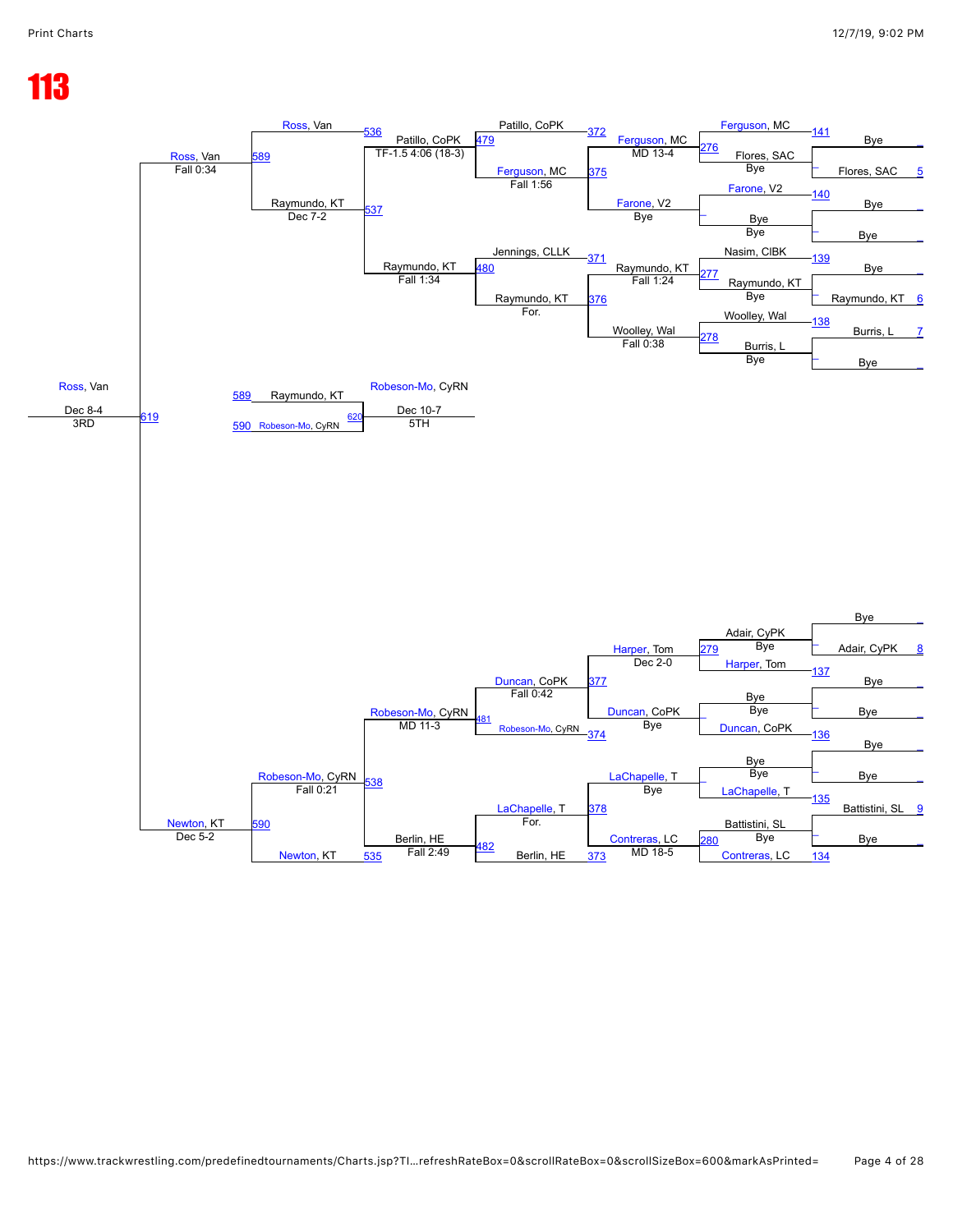# 113

## Consolation Bracket

### Upper Half

| Round | Bout | Wrestler 1 | Wrestler 2 | Winner | Result |
|---|---|---|---|---|---|
| 141 | 141 | Ferguson, MC | Bye | Ferguson, MC | |
| 141 | 5 | Flores, SAC | | | |
| 140 | 140 | Farone, V2 | Bye | Farone, V2 | |
| 139 | 139 | Nasim, CIBK | Bye | Nasim, CIBK | |
| 139 | 6 | Raymundo, KT | | | |
| 138 | 138 | Woolley, Wal | Bye | Woolley, Wal | |
| 138 | 7 | Burris, L | | | |
| 276 | 276 | Ferguson, MC | Flores, SAC | Ferguson, MC | Bye |
| 277 | 277 | Nasim, CIBK | Raymundo, KT | Raymundo, KT | Bye |
| 278 | 278 | Woolley, Wal | Burris, L | Woolley, Wal | Bye |
| 375 | 375 | Ferguson, MC | Farone, V2 | Ferguson, MC | MD 13-4 |
| 376 | 376 | Raymundo, KT | Woolley, Wal | Raymundo, KT | Fall 0:38 |
| 372 | 372 | Patillo, CoPK | Ferguson, MC | Ferguson, MC | Fall 1:56 |
| 371 | 371 | Jennings, CLLK | Raymundo, KT | Raymundo, KT | For. |
| 479 | 479 | Patillo, CoPK | Ferguson, MC | Patillo, CoPK | TF-1.5 4:06 (18-3) |
| 480 | 480 | Jennings, CLLK | Raymundo, KT | Raymundo, KT | Fall 1:34 |
| 536 | 536 | Ross, Van | Patillo, CoPK | Ross, Van | |
| 537 | 537 | Raymundo, KT | | Raymundo, KT | Dec 7-2 |
| 589 | 589 | Ross, Van | Raymundo, KT | Ross, Van | Fall 0:34 |

- Ferguson, MC — 276 — Flores, SAC: Bye
- Farone, V2 — Bye
- Raymundo, KT — Fall 1:24 (277)
- Woolley, Wal — Fall 0:38

### Lower Half

| Bout | Wrestler 1 | Wrestler 2 | Winner | Result |
|---|---|---|---|---|
| 137 | Adair, CyPK (8) | Bye | Adair, CyPK | |
| 137 | Harper, Tom | Bye | Harper, Tom | |
| 136 | Duncan, CoPK | Bye | Duncan, CoPK | |
| 135 | LaChapelle, T | Bye | LaChapelle, T | |
| 134 | Battistini, SL (9) | Bye | Battistini, SL | |
| 134 | Contreras, LC | Bye | Contreras, LC | |
| 279 | Adair, CyPK | Harper, Tom | Adair, CyPK | Bye |
| 280 | Battistini, SL | Contreras, LC | Battistini, SL | Bye |
| 377 | Adair, CyPK | Harper, Tom | Harper, Tom | Dec 2-0 |
| 374 | Duncan, CoPK | Bye | Duncan, CoPK | Bye |
| 378 | LaChapelle, T | Bye | LaChapelle, T | Bye |
| 373 | Battistini, SL | Contreras, LC | Contreras, LC | MD 18-5 |
| 377 | Harper, Tom | Duncan, CoPK | Duncan, CoPK | Fall 0:42 |
| 374 | Robeson-Mo, CyRN | Duncan, CoPK | | |
| 378 | LaChapelle, T | Contreras, LC | LaChapelle, T | For. |
| 373 | Berlin, HE | | | |
| 481 | Duncan, CoPK | Robeson-Mo, CyRN | Robeson-Mo, CyRN | MD 11-3 |
| 482 | LaChapelle, T | Berlin, HE | Berlin, HE | Fall 2:49 |
| 538 | Robeson-Mo, CyRN | Berlin, HE | Robeson-Mo, CyRN | Fall 0:21 |
| 535 | Newton, KT | | | |
| 590 | Robeson-Mo, CyRN | Newton, KT | Newton, KT | Dec 5-2 |

### 3rd Place

| Bout | Wrestler 1 | Wrestler 2 | Winner | Result |
|---|---|---|---|---|
| 619 | Ross, Van | Newton, KT | Ross, Van | Dec 8-4 |

3RD

### 5th Place

| Bout | Wrestler 1 | Wrestler 2 | Winner | Result |
|---|---|---|---|---|
| 620 | Raymundo, KT (589) | Robeson-Mo, CyRN (590) | Robeson-Mo, CyRN | Dec 10-7 |

5TH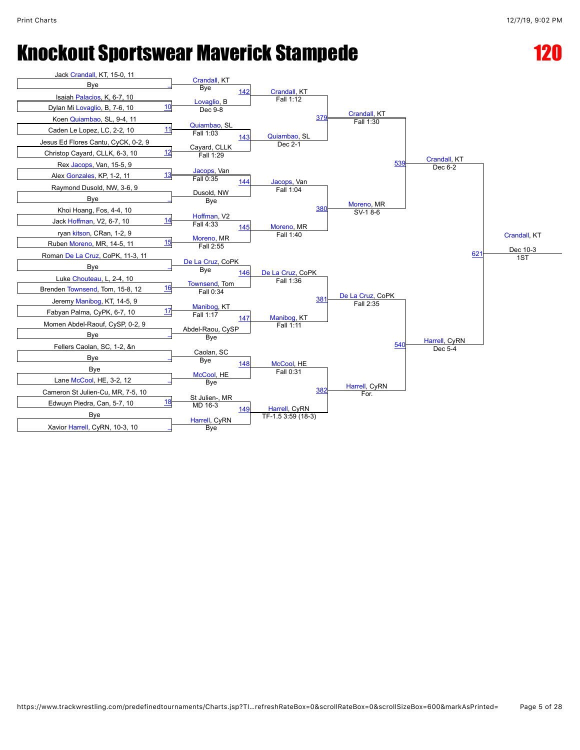# Knockout Sportswear Maverick Stampede

# 120

**First Round**

- Jack Crandall, KT, 15-0, 11 vs Bye
- Isaiah Palacios, K, 6-7, 10 vs Dylan Mi Lovaglio, B, 7-6, 10 (10)
- Koen Quiambao, SL, 9-4, 11 vs Caden Le Lopez, LC, 2-2, 10 (11)
- Jesus Ed Flores Cantu, CyCK, 0-2, 9 vs Christop Cayard, CLLK, 6-3, 10 (12)
- Rex Jacops, Van, 15-5, 9 vs Alex Gonzales, KP, 1-2, 11 (13)
- Raymond Dusold, NW, 3-6, 9 vs Bye
- Khoi Hoang, Fos, 4-4, 10 vs Jack Hoffman, V2, 6-7, 10 (14)
- ryan kitson, CRan, 1-2, 9 vs Ruben Moreno, MR, 14-5, 11 (15)
- Roman De La Cruz, CoPK, 11-3, 11 vs Bye
- Luke Chouteau, L, 2-4, 10 vs Brenden Townsend, Tom, 15-8, 12 (16)
- Jeremy Manibog, KT, 14-5, 9 vs Fabyan Palma, CyPK, 6-7, 10 (17)
- Momen Abdel-Raouf, CySP, 0-2, 9 vs Bye
- Fellers Caolan, SC, 1-2, &n vs Bye
- Bye vs Lane McCool, HE, 3-2, 12
- Cameron St Julien-Cu, MR, 7-5, 10 vs Edwuyn Piedra, Can, 5-7, 10 (18)
- Bye vs Xavior Harrell, CyRN, 10-3, 10

**Second Round**

- Crandall, KT — Bye
- Lovaglio, B — Dec 9-8
- Quiambao, SL — Fall 1:03
- Cayard, CLLK — Fall 1:29
- Jacops, Van — Fall 0:35
- Dusold, NW — Bye
- Hoffman, V2 — Fall 4:33
- Moreno, MR — Fall 2:55
- De La Cruz, CoPK — Bye
- Townsend, Tom — Fall 0:34
- Manibog, KT — Fall 1:17
- Abdel-Raou, CySP — Bye
- Caolan, SC — Bye
- McCool, HE — Bye
- St Julien-, MR — MD 16-3
- Harrell, CyRN — Bye

**Third Round**

- (142) Crandall, KT — Fall 1:12
- (143) Quiambao, SL — Dec 2-1
- (144) Jacops, Van — Fall 1:04
- (145) Moreno, MR — Fall 1:40
- (146) De La Cruz, CoPK — Fall 1:36
- (147) Manibog, KT — Fall 1:11
- (148) McCool, HE — Fall 0:31
- (149) Harrell, CyRN — TF-1.5 3:59 (18-3)

**Quarterfinals**

- (379) Crandall, KT — Fall 1:30
- (380) Moreno, MR — SV-1 8-6
- (381) De La Cruz, CoPK — Fall 2:35
- (382) Harrell, CyRN — For.

**Semifinals**

- (539) Crandall, KT — Dec 6-2
- (540) Harrell, CyRN — Dec 5-4

**Final**

- (621) Crandall, KT — Dec 10-3 — 1ST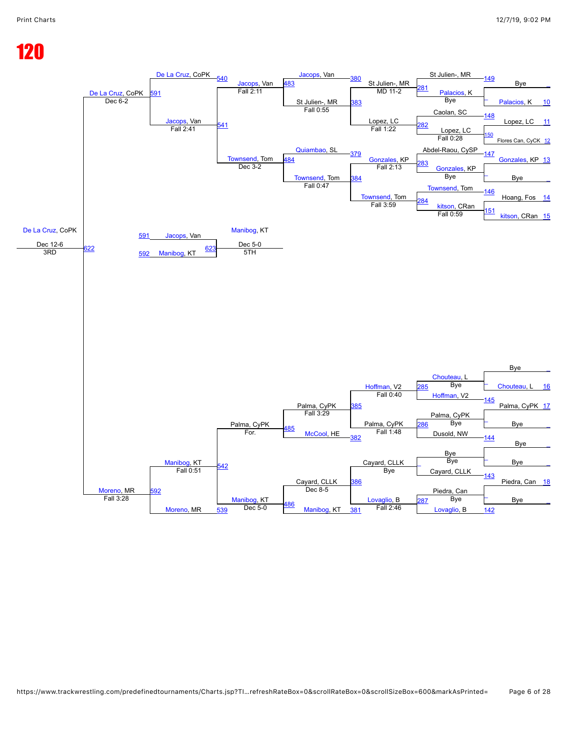# 120

**Championship / Consolation Bracket**

| Bout | Wrestler | Result |
|---|---|---|
| 10 | Bye vs Palacios, K | 149 |
| 11/12 | Lopez, LC vs Flores Can, CyCK | 150 |
| 13 | Gonzales, KP vs Bye | 147 |
| 14/15 | Hoang, Fos vs kitson, CRan | 151 |
| 16 | Bye vs Chouteau, L | – |
| 17 | Palma, CyPK vs Bye | – |
| 18 | Bye vs Bye | – |
| | Piedra, Can vs Bye | – |

**Round results**

- 149: St Julien-, MR / Palacios, K — Bye (281)
- 148: Caolan, SC / Lopez, LC — Fall 0:28 (282)
- 147: Abdel-Raou, CySP / Gonzales, KP — Bye (283)
- 146: Townsend, Tom / kitson, CRan — Fall 0:59 (284)
- 281: St Julien-, MR — MD 11-2 (380)
- 282: Lopez, LC — Fall 1:22 (383)
- 283: Gonzales, KP — Fall 2:13 (379)
- 284: Townsend, Tom — Fall 3:59 (384)
- 380/383: Jacops, Van vs St Julien-, MR — Fall 0:55 (483)
- 379/384: Quiambao, SL vs Townsend, Tom — Fall 0:47 (484)
- 483: Jacops, Van — Fall 2:11 (540)
- 484: Townsend, Tom — Dec 3-2 (541)
- 540: De La Cruz, CoPK
- 541: Jacops, Van — Fall 2:41
- 591: De La Cruz, CoPK — Dec 6-2

**Lower bracket**

- 285: Chouteau, L / Hoffman, V2 — Bye (145)
- 286: Palma, CyPK / Dusold, NW — Bye (144)
- Bye / Cayard, CLLK — Bye (143)
- 287: Piedra, Can / Lovaglio, B — Bye (142)
- 385: Hoffman, V2 — Fall 0:40
- 382: Palma, CyPK — Fall 1:48
- 386: Cayard, CLLK — Bye
- 381: Lovaglio, B — Fall 2:46
- 485: Palma, CyPK — Fall 3:29 vs McCool, HE
- 486: Cayard, CLLK — Dec 8-5 vs Manibog, KT
- 542: Palma, CyPK — For.
- 539: Manibog, KT — Dec 5-0
- Manibog, KT — Fall 0:51 vs Moreno, MR
- 592: Moreno, MR — Fall 3:28

**3RD Place (622):** De La Cruz, CoPK — Dec 12-6

**5TH Place (623):** 591 Jacops, Van vs 592 Manibog, KT — Manibog, KT — Dec 5-0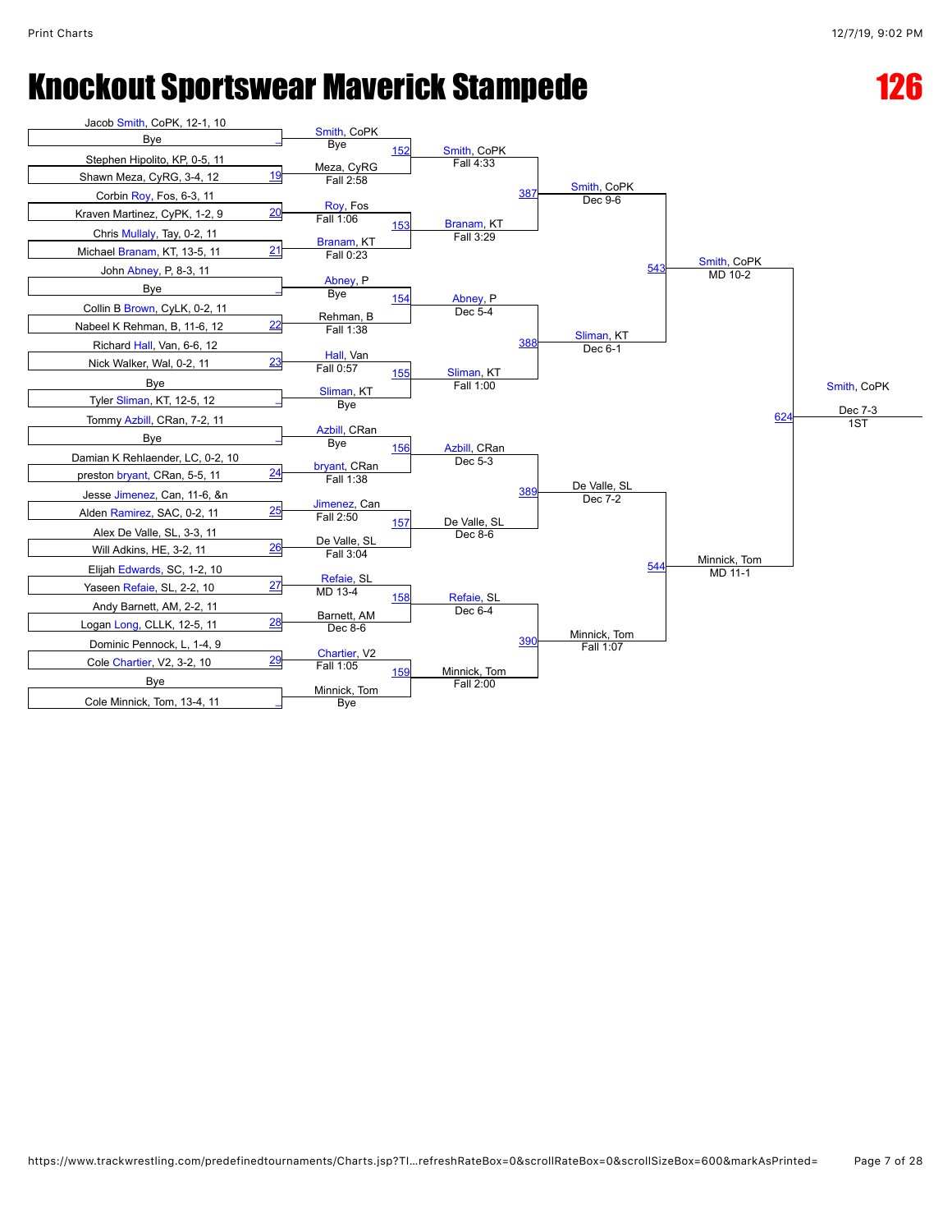# Knockout Sportswear Maverick Stampede

## 126

### First Round

| Wrestler 1 | Wrestler 2 | Match | Winner | Result |
|---|---|---|---|---|
| Jacob Smith, CoPK, 12-1, 10 | Bye | _ | Smith, CoPK | Bye |
| Stephen Hipolito, KP, 0-5, 11 | Shawn Meza, CyRG, 3-4, 12 | 19 | Meza, CyRG | Fall 2:58 |
| Corbin Roy, Fos, 6-3, 11 | Kraven Martinez, CyPK, 1-2, 9 | 20 | Roy, Fos | Fall 1:06 |
| Chris Mullaly, Tay, 0-2, 11 | Michael Branam, KT, 13-5, 11 | 21 | Branam, KT | Fall 0:23 |
| John Abney, P, 8-3, 11 | Bye | _ | Abney, P | Bye |
| Collin B Brown, CyLK, 0-2, 11 | Nabeel K Rehman, B, 11-6, 12 | 22 | Rehman, B | Fall 1:38 |
| Richard Hall, Van, 6-6, 12 | Nick Walker, Wal, 0-2, 11 | 23 | Hall, Van | Fall 0:57 |
| Bye | Tyler Sliman, KT, 12-5, 12 | _ | Sliman, KT | Bye |
| Tommy Azbill, CRan, 7-2, 11 | Bye | _ | Azbill, CRan | Bye |
| Damian K Rehlaender, LC, 0-2, 10 | preston bryant, CRan, 5-5, 11 | 24 | bryant, CRan | Fall 1:38 |
| Jesse Jimenez, Can, 11-6, &n | Alden Ramirez, SAC, 0-2, 11 | 25 | Jimenez, Can | Fall 2:50 |
| Alex De Valle, SL, 3-3, 11 | Will Adkins, HE, 3-2, 11 | 26 | De Valle, SL | Fall 3:04 |
| Elijah Edwards, SC, 1-2, 10 | Yaseen Refaie, SL, 2-2, 10 | 27 | Refaie, SL | MD 13-4 |
| Andy Barnett, AM, 2-2, 11 | Logan Long, CLLK, 12-5, 11 | 28 | Barnett, AM | Dec 8-6 |
| Dominic Pennock, L, 1-4, 9 | Cole Chartier, V2, 3-2, 10 | 29 | Chartier, V2 | Fall 1:05 |
| Bye | Cole Minnick, Tom, 13-4, 11 | _ | Minnick, Tom | Bye |

### Second Round

| Match | Winner | Result |
|---|---|---|
| 152 | Smith, CoPK | Fall 4:33 |
| 153 | Branam, KT | Fall 3:29 |
| 154 | Abney, P | Dec 5-4 |
| 155 | Sliman, KT | Fall 1:00 |
| 156 | Azbill, CRan | Dec 5-3 |
| 157 | De Valle, SL | Dec 8-6 |
| 158 | Refaie, SL | Dec 6-4 |
| 159 | Minnick, Tom | Fall 2:00 |

### Quarterfinals

| Match | Winner | Result |
|---|---|---|
| 387 | Smith, CoPK | Dec 9-6 |
| 388 | Sliman, KT | Dec 6-1 |
| 389 | De Valle, SL | Dec 7-2 |
| 390 | Minnick, Tom | Fall 1:07 |

### Semifinals

| Match | Winner | Result |
|---|---|---|
| 543 | Smith, CoPK | MD 10-2 |
| 544 | Minnick, Tom | MD 11-1 |

### Final

| Match | Winner | Result | Place |
|---|---|---|---|
| 624 | Smith, CoPK | Dec 7-3 | 1ST |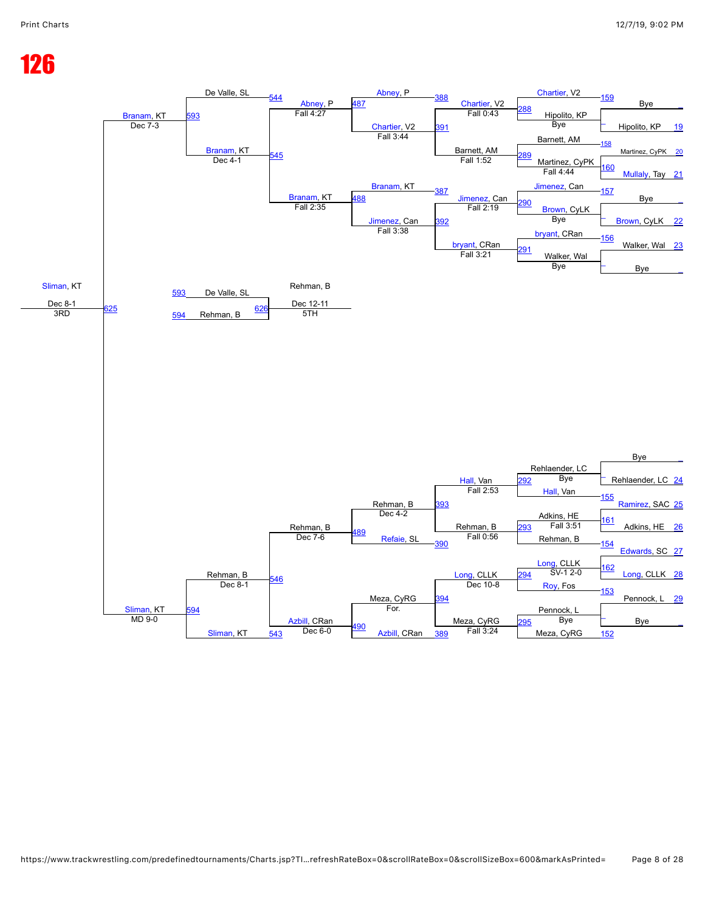# 126

## Consolation Bracket

### Top half

| First Round (seed) | Match | Round 2 | Match | Round 3 | Match | Round 4 | Match | Round 5 | Match | Round 6 |
|---|---|---|---|---|---|---|---|---|---|---|
| Bye | 159 | Chartier, V2 | 288 | Chartier, V2 (Fall 0:43) | 388 | Abney, P | 487 | Abney, P (Fall 4:27) | 544 | De Valle, SL |
| Hipolito, KP 19 | – | Hipolito, KP (Bye) | | | | | | | | |
| Martinez, CyPK 20 | 158 | Barnett, AM | 289 | Barnett, AM (Fall 1:52) | 391 | Chartier, V2 (Fall 3:44) | | | | |
| Mullaly, Tay 21 | 160 | Martinez, CyPK (Fall 4:44) | | | | | | | | |
| Bye | 157 | Jimenez, Can | 290 | Jimenez, Can (Fall 2:19) | 387 | Branam, KT | 488 | Branam, KT (Fall 2:35) | 545 | Branam, KT (Dec 4-1) |
| Brown, CyLK 22 | – | Brown, CyLK (Bye) | | | | | | | | |
| Walker, Wal 23 | 156 | bryant, CRan | 291 | bryant, CRan (Fall 3:21) | 392 | Jimenez, Can (Fall 3:38) | | | | |
| Bye | – | Walker, Wal (Bye) | | | | | | | | |

593: Branam, KT — Dec 7-3

### Bottom half

| First Round (seed) | Match | Round 2 | Match | Round 3 | Match | Round 4 | Match | Round 5 | Match | Round 6 |
|---|---|---|---|---|---|---|---|---|---|---|
| Bye | – | Rehlaender, LC (Bye) | 292 | Hall, Van (Fall 2:53) | 393 | Rehman, B (Dec 4-2) | 489 | Rehman, B (Dec 7-6) | 546 | Rehman, B (Dec 8-1) |
| Rehlaender, LC 24 | | | | | | | | | | |
| Ramirez, SAC 25 | 155 | Hall, Van | | | | | | | | |
| Adkins, HE 26 | 161 | Adkins, HE (Fall 3:51) | 293 | Rehman, B (Fall 0:56) | 390 | Refaie, SL | | | | |
| Edwards, SC 27 | 154 | Rehman, B | | | | | | | | |
| Long, CLLK 28 | 162 | Long, CLLK (SV-1 2-0) | 294 | Long, CLLK (Dec 10-8) | 394 | Meza, CyRG (For.) | 490 | Azbill, CRan (Dec 6-0) | 543 | Sliman, KT |
| Pennock, L 29 | 153 | Roy, Fos | | | | | | | | |
| Bye | – | Pennock, L (Bye) | 295 | Meza, CyRG (Fall 3:24) | 389 | Azbill, CRan | | | | |
| | 152 | Meza, CyRG | | | | | | | | |

594: Sliman, KT — MD 9-0

### Third Place

625: Sliman, KT — Dec 8-1 — 3RD

### Fifth Place

626: De Valle, SL (593) vs. Rehman, B (594) — Rehman, B — Dec 12-11 — 5TH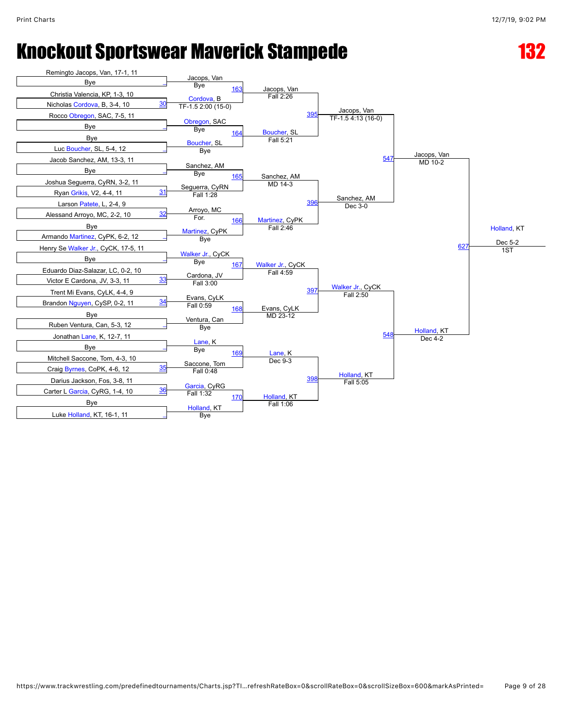# Knockout Sportswear Maverick Stampede

# 132

## First Round

| Bout | Wrestler 1 | Wrestler 2 |
|---|---|---|
| | Remingto Jacops, Van, 17-1, 11 | Bye |
| 30 | Christia Valencia, KP, 1-3, 10 | Nicholas Cordova, B, 3-4, 10 |
| | Rocco Obregon, SAC, 7-5, 11 | Bye |
| | Bye | Luc Boucher, SL, 5-4, 12 |
| | Jacob Sanchez, AM, 13-3, 11 | Bye |
| 31 | Joshua Seguerra, CyRN, 3-2, 11 | Ryan Grikis, V2, 4-4, 11 |
| 32 | Larson Patete, L, 2-4, 9 | Alessand Arroyo, MC, 2-2, 10 |
| | Bye | Armando Martinez, CyPK, 6-2, 12 |
| | Henry Se Walker Jr., CyCK, 17-5, 11 | Bye |
| 33 | Eduardo Diaz-Salazar, LC, 0-2, 10 | Victor E Cardona, JV, 3-3, 11 |
| 34 | Trent Mi Evans, CyLK, 4-4, 9 | Brandon Nguyen, CySP, 0-2, 11 |
| | Bye | Ruben Ventura, Can, 5-3, 12 |
| | Jonathan Lane, K, 12-7, 11 | Bye |
| 35 | Mitchell Saccone, Tom, 4-3, 10 | Craig Byrnes, CoPK, 4-6, 12 |
| 36 | Darius Jackson, Fos, 3-8, 11 | Carter L Garcia, CyRG, 1-4, 10 |
| | Bye | Luke Holland, KT, 16-1, 11 |

## Second Round

| Bout | Wrestler 1 | Wrestler 2 | Winner | Result |
|---|---|---|---|---|
| 163 | Jacops, Van (Bye) | Cordova, B (TF-1.5 2:00 (15-0)) | Jacops, Van | Fall 2:26 |
| 164 | Obregon, SAC (Bye) | Boucher, SL (Bye) | Boucher, SL | Fall 5:21 |
| 165 | Sanchez, AM (Bye) | Seguerra, CyRN (Fall 1:28) | Sanchez, AM | MD 14-3 |
| 166 | Arroyo, MC (For.) | Martinez, CyPK (Bye) | Martinez, CyPK | Fall 2:46 |
| 167 | Walker Jr., CyCK (Bye) | Cardona, JV (Fall 3:00) | Walker Jr., CyCK | Fall 4:59 |
| 168 | Evans, CyLK (Fall 0:59) | Ventura, Can (Bye) | Evans, CyLK | MD 23-12 |
| 169 | Lane, K (Bye) | Saccone, Tom (Fall 0:48) | Lane, K | Dec 9-3 |
| 170 | Garcia, CyRG (Fall 1:32) | Holland, KT (Bye) | Holland, KT | Fall 1:06 |

## Quarterfinals

| Bout | Winner | Result |
|---|---|---|
| 395 | Jacops, Van | TF-1.5 4:13 (16-0) |
| 396 | Sanchez, AM | Dec 3-0 |
| 397 | Walker Jr., CyCK | Fall 2:50 |
| 398 | Holland, KT | Fall 5:05 |

## Semifinals

| Bout | Winner | Result |
|---|---|---|
| 547 | Jacops, Van | MD 10-2 |
| 548 | Holland, KT | Dec 4-2 |

## Final

| Bout | Winner | Result | Place |
|---|---|---|---|
| 627 | Holland, KT | Dec 5-2 | 1ST |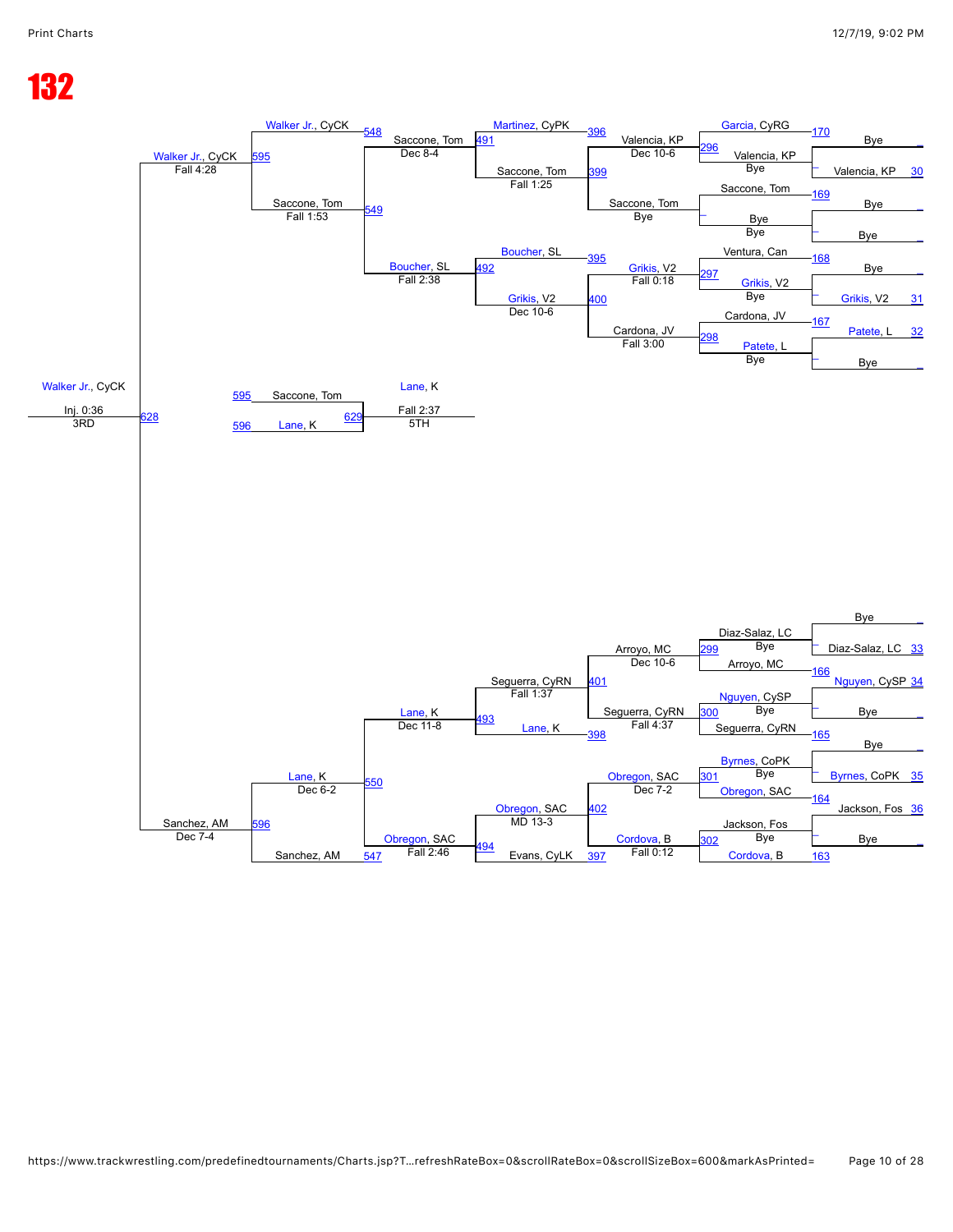# 132

## Top Half

### Round 1 (Bouts 170, 169, 168, 167)

| Bout | Wrestler 1 | Wrestler 2 | Winner | Result |
|---|---|---|---|---|
| 30 | Bye | Valencia, KP | Valencia, KP | Bye |
|  | Bye | Bye | Bye | Bye |
| 31 | Bye | Grikis, V2 | Grikis, V2 | Bye |
| 32 | Patete, L | Bye | Patete, L | Bye |

### Round 2

| Bout | Wrestler 1 | Wrestler 2 | Winner | Result |
|---|---|---|---|---|
| 296 | Garcia, CyRG | Valencia, KP | Valencia, KP | Dec 10-6 |
| 399 | Saccone, Tom | Bye | Saccone, Tom | Bye |
| 297 | Ventura, Can | Grikis, V2 | Grikis, V2 | Fall 0:18 |
| 298 | Cardona, JV | Patete, L | Cardona, JV | Fall 3:00 |

### Round 3

| Bout | Wrestler 1 | Wrestler 2 | Winner | Result |
|---|---|---|---|---|
| 396 | Martinez, CyPK | Valencia, KP | Saccone, Tom | Dec 8-4 |
| 399 | Saccone, Tom | | Saccone, Tom | Fall 1:25 |
| 395 | Boucher, SL | Grikis, V2 | Boucher, SL | Fall 2:38 |
| 400 | Grikis, V2 | Cardona, JV | Grikis, V2 | Dec 10-6 |

### Quarterfinals

| Bout | Wrestler 1 | Wrestler 2 | Winner | Result |
|---|---|---|---|---|
| 491 | Martinez, CyPK | Saccone, Tom | Saccone, Tom | Dec 8-4 |
| 492 | Boucher, SL | Grikis, V2 | Boucher, SL | Fall 2:38 |

### Semifinal / Final

| Bout | Wrestler 1 | Wrestler 2 | Winner | Result |
|---|---|---|---|---|
| 548 / 549 | Walker Jr., CyCK | Saccone, Tom | Saccone, Tom | Fall 1:53 |
| 595 | Walker Jr., CyCK | Saccone, Tom | Walker Jr., CyCK | Fall 4:28 |

## Bottom Half

### Round 1 (Bouts 166, 165, 164, 163)

| Bout | Wrestler 1 | Wrestler 2 | Winner | Result |
|---|---|---|---|---|
| 33 | Bye | Diaz-Salaz, LC | Diaz-Salaz, LC | Bye |
| 34 | Nguyen, CySP | Bye | Nguyen, CySP | Bye |
| 35 | Bye | Byrnes, CoPK | Byrnes, CoPK | Bye |
| 36 | Jackson, Fos | Bye | Jackson, Fos | Bye |

### Round 2

| Bout | Wrestler 1 | Wrestler 2 | Winner | Result |
|---|---|---|---|---|
| 299 | Diaz-Salaz, LC | Arroyo, MC | Arroyo, MC | Bye |
| 300 | Nguyen, CySP | Seguerra, CyRN | Seguerra, CyRN | Bye |
| 301 | Byrnes, CoPK | Obregon, SAC | Obregon, SAC | Bye |
| 302 | Jackson, Fos | Cordova, B | Cordova, B | Bye |

### Round 3

| Bout | Wrestler 1 | Wrestler 2 | Winner | Result |
|---|---|---|---|---|
| 401 | Arroyo, MC | Seguerra, CyRN | Arroyo, MC | Dec 10-6 |
| 401 | | Seguerra, CyRN | Seguerra, CyRN | Fall 4:37 |
| 398 | Lane, K | | Seguerra, CyRN | Fall 1:37 |
| 402 | Obregon, SAC | Cordova, B | Obregon, SAC | Dec 7-2 |
| 397 | Evans, CyLK | Cordova, B | Cordova, B | Fall 0:12 |
| 402 | Obregon, SAC | | Obregon, SAC | MD 13-3 |

### Quarterfinals

| Bout | Wrestler 1 | Wrestler 2 | Winner | Result |
|---|---|---|---|---|
| 493 | Seguerra, CyRN | Lane, K | Lane, K | Dec 11-8 |
| 494 | Obregon, SAC | Evans, CyLK | Obregon, SAC | Fall 2:46 |

### Semifinal / Final

| Bout | Wrestler 1 | Wrestler 2 | Winner | Result |
|---|---|---|---|---|
| 550 / 547 | Lane, K | Sanchez, AM | Lane, K | Dec 6-2 |
| 596 | Lane, K | Sanchez, AM | Sanchez, AM | Dec 7-4 |

## 3rd Place

| Bout | Wrestler 1 | Wrestler 2 | Winner | Result |
|---|---|---|---|---|
| 628 | Walker Jr., CyCK | Sanchez, AM | Walker Jr., CyCK | Inj. 0:36 (3RD) |

## 5th Place

| Bout | Wrestler 1 | Wrestler 2 | Winner | Result |
|---|---|---|---|---|
| 629 | Saccone, Tom (595) | Lane, K (596) | Lane, K | Fall 2:37 (5TH) |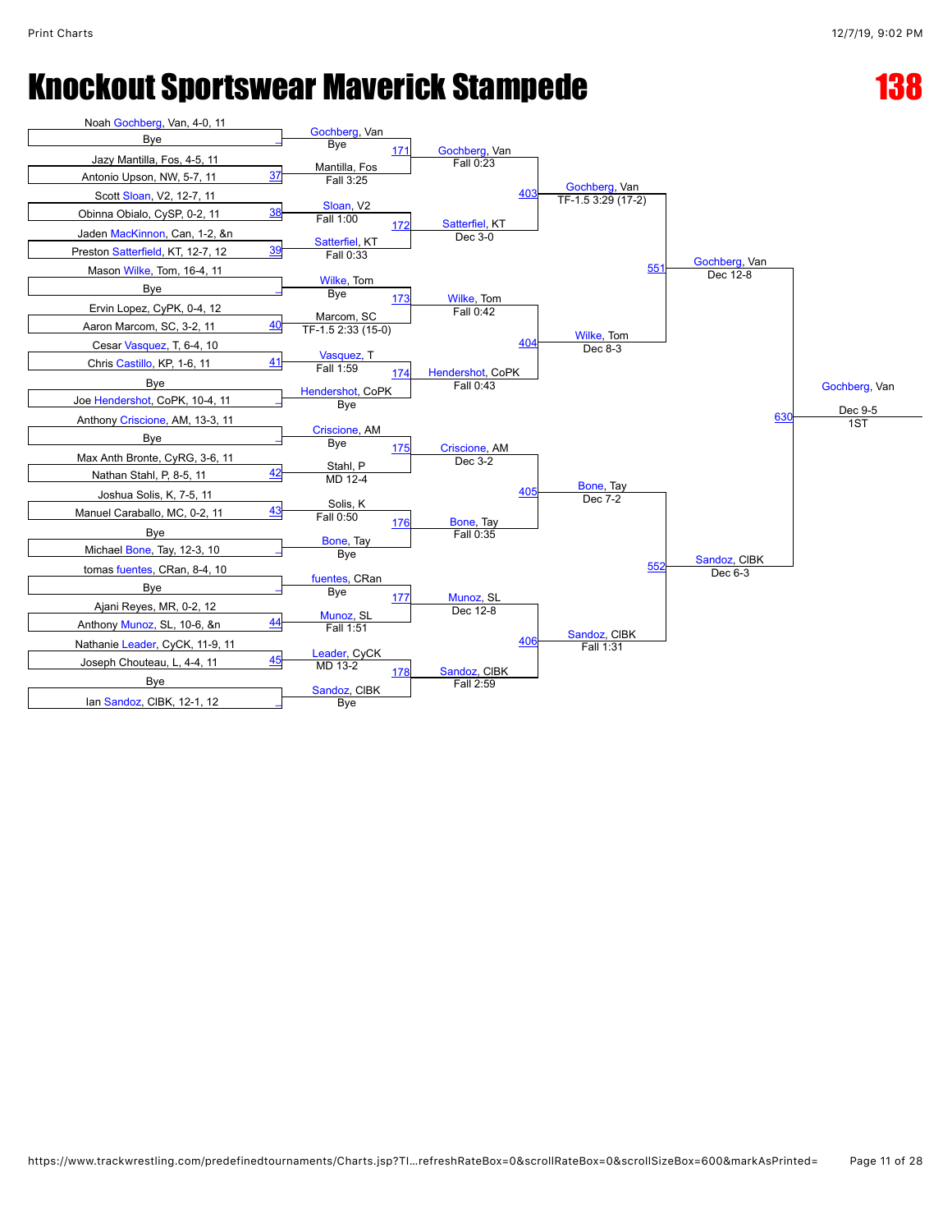# Knockout Sportswear Maverick Stampede

# 138

## First Round

| Wrestler 1 | Wrestler 2 | Bout | Winner | Result |
|---|---|---|---|---|
| Noah Gochberg, Van, 4-0, 11 | Bye | | Gochberg, Van | Bye |
| Jazy Mantilla, Fos, 4-5, 11 | Antonio Upson, NW, 5-7, 11 | 37 | Mantilla, Fos | Fall 3:25 |
| Scott Sloan, V2, 12-7, 11 | Obinna Obialo, CySP, 0-2, 11 | 38 | Sloan, V2 | Fall 1:00 |
| Jaden MacKinnon, Can, 1-2, &n | Preston Satterfield, KT, 12-7, 12 | 39 | Satterfiel, KT | Fall 0:33 |
| Mason Wilke, Tom, 16-4, 11 | Bye | | Wilke, Tom | Bye |
| Ervin Lopez, CyPK, 0-4, 12 | Aaron Marcom, SC, 3-2, 11 | 40 | Marcom, SC | TF-1.5 2:33 (15-0) |
| Cesar Vasquez, T, 6-4, 10 | Chris Castillo, KP, 1-6, 11 | 41 | Vasquez, T | Fall 1:59 |
| Bye | Joe Hendershot, CoPK, 10-4, 11 | | Hendershot, CoPK | Bye |
| Anthony Criscione, AM, 13-3, 11 | Bye | | Criscione, AM | Bye |
| Max Anth Bronte, CyRG, 3-6, 11 | Nathan Stahl, P, 8-5, 11 | 42 | Stahl, P | MD 12-4 |
| Joshua Solis, K, 7-5, 11 | Manuel Caraballo, MC, 0-2, 11 | 43 | Solis, K | Fall 0:50 |
| Bye | Michael Bone, Tay, 12-3, 10 | | Bone, Tay | Bye |
| tomas fuentes, CRan, 8-4, 10 | Bye | | fuentes, CRan | Bye |
| Ajani Reyes, MR, 0-2, 12 | Anthony Munoz, SL, 10-6, &n | 44 | Munoz, SL | Fall 1:51 |
| Nathanie Leader, CyCK, 11-9, 11 | Joseph Chouteau, L, 4-4, 11 | 45 | Leader, CyCK | MD 13-2 |
| Bye | Ian Sandoz, ClBK, 12-1, 12 | | Sandoz, ClBK | Bye |

## Second Round

| Bout | Winner | Result |
|---|---|---|
| 171 | Gochberg, Van | Fall 0:23 |
| 172 | Satterfiel, KT | Dec 3-0 |
| 173 | Wilke, Tom | Fall 0:42 |
| 174 | Hendershot, CoPK | Fall 0:43 |
| 175 | Criscione, AM | Dec 3-2 |
| 176 | Bone, Tay | Fall 0:35 |
| 177 | Munoz, SL | Dec 12-8 |
| 178 | Sandoz, ClBK | Fall 2:59 |

## Quarterfinals

| Bout | Winner | Result |
|---|---|---|
| 403 | Gochberg, Van | TF-1.5 3:29 (17-2) |
| 404 | Wilke, Tom | Dec 8-3 |
| 405 | Bone, Tay | Dec 7-2 |
| 406 | Sandoz, ClBK | Fall 1:31 |

## Semifinals

| Bout | Winner | Result |
|---|---|---|
| 551 | Gochberg, Van | Dec 12-8 |
| 552 | Sandoz, ClBK | Dec 6-3 |

## Final

| Bout | Winner | Result |
|---|---|---|
| 630 | Gochberg, Van | Dec 9-5 |

1ST: Gochberg, Van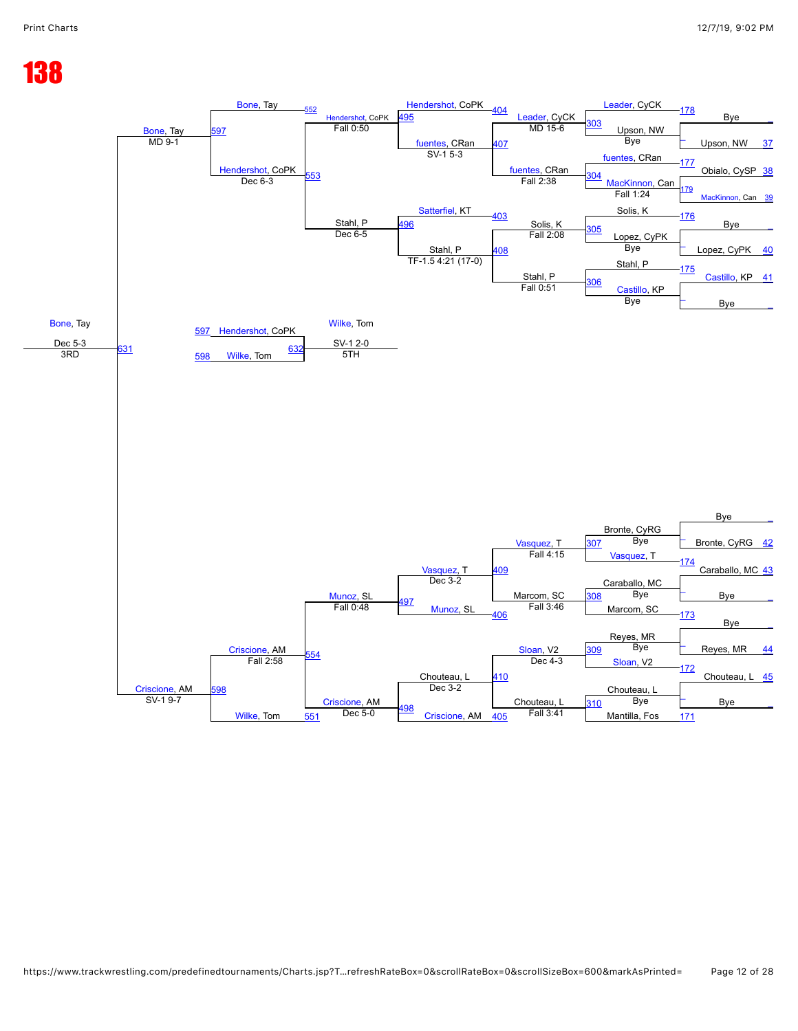# 138

## Upper Bracket

**Round 1**

| Bout | Wrestler |
| --- | --- |
| 178 | Bye |
| | Upson, NW (37) |
| 177 | Obialo, CySP (38) |
| 179 | MacKinnon, Can (39) |
| 176 | Bye |
| | Lopez, CyPK (40) |
| 175 | Castillo, KP (41) |
| | Bye |

**Round 2**

| Bout | Wrestler | Result |
| --- | --- | --- |
| 303 | Leader, CyCK | |
| | Upson, NW | Bye |
| 304 | fuentes, CRan | |
| | MacKinnon, Can | Fall 1:24 |
| 305 | Solis, K | |
| | Lopez, CyPK | Bye |
| 306 | Stahl, P | |
| | Castillo, KP | Bye |

**Round 3**

| Bout | Wrestler | Result |
| --- | --- | --- |
| 404 | Hendershot, CoPK | |
| 407 | Leader, CyCK | MD 15-6 |
| | fuentes, CRan | Fall 2:38 |
| 403 | Satterfiel, KT | |
| 408 | Solis, K | Fall 2:08 |
| | Stahl, P | Fall 0:51 |

**Round 4**

| Bout | Wrestler | Result |
| --- | --- | --- |
| 495 | Hendershot, CoPK | |
| | fuentes, CRan | SV-1 5-3 |
| 496 | Satterfiel, KT | |
| | Stahl, P | TF-1.5 4:21 (17-0) |

**Round 5**

| Bout | Wrestler | Result |
| --- | --- | --- |
| 552 | Bone, Tay | |
| 553 | Hendershot, CoPK | Fall 0:50 |
| | Stahl, P | Dec 6-5 |

**Round 6**

| Bout | Wrestler | Result |
| --- | --- | --- |
| 597 | Bone, Tay | |
| | Hendershot, CoPK | Dec 6-3 |

**Semifinal:** Bone, Tay — MD 9-1

## Lower Bracket

**Round 1**

| Bout | Wrestler |
| --- | --- |
| | Bye |
| | Bronte, CyRG (42) |
| 174 | Caraballo, MC (43) |
| | Bye |
| 173 | Bye |
| | Reyes, MR (44) |
| 172 | Chouteau, L (45) |
| | Bye |

**Round 2**

| Bout | Wrestler | Result |
| --- | --- | --- |
| 307 | Bronte, CyRG | Bye |
| | Vasquez, T | |
| 308 | Caraballo, MC | Bye |
| | Marcom, SC | |
| 309 | Reyes, MR | Bye |
| | Sloan, V2 | |
| 310 | Chouteau, L | Bye |
| 171 | Mantilla, Fos | |

**Round 3**

| Bout | Wrestler | Result |
| --- | --- | --- |
| 409 | Vasquez, T | Fall 4:15 |
| 406 | Marcom, SC | Fall 3:46 |
| 410 | Sloan, V2 | Dec 4-3 |
| 405 | Chouteau, L | Fall 3:41 |

**Round 4**

| Bout | Wrestler | Result |
| --- | --- | --- |
| 497 | Vasquez, T | Dec 3-2 |
| | Munoz, SL | |
| 498 | Chouteau, L | Dec 3-2 |
| | Criscione, AM | |

**Round 5**

| Bout | Wrestler | Result |
| --- | --- | --- |
| 554 | Munoz, SL | Fall 0:48 |
| 551 | Criscione, AM | Dec 5-0 |

**Round 6**

| Bout | Wrestler | Result |
| --- | --- | --- |
| 598 | Criscione, AM | Fall 2:58 |
| | Wilke, Tom | |

**Semifinal:** Criscione, AM — SV-1 9-7

## 3rd Place

631: Bone, Tay — Dec 5-3 — 3RD

## 5th Place

| Bout | Wrestler |
| --- | --- |
| 597 | Hendershot, CoPK |
| 598 | Wilke, Tom |

632: Wilke, Tom — SV-1 2-0 — 5TH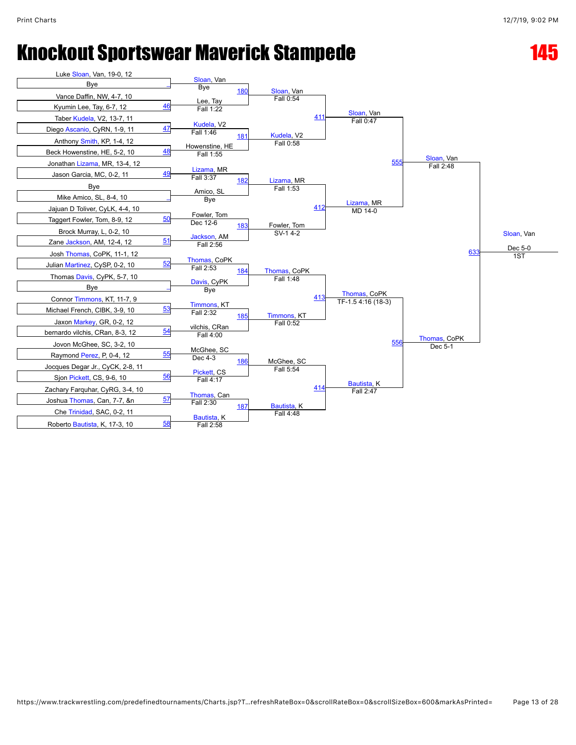# Knockout Sportswear Maverick Stampede

# 145

## Round 1

| Match | Wrestler 1 | Wrestler 2 | Winner | Result |
|---|---|---|---|---|
| 180 | Luke Sloan, Van, 19-0, 12 | Bye | Sloan, Van | Bye |
| 46 | Vance Daffin, NW, 4-7, 10 | Kyumin Lee, Tay, 6-7, 12 | Lee, Tay | Fall 1:22 |
| 47 | Taber Kudela, V2, 13-7, 11 | Diego Ascanio, CyRN, 1-9, 11 | Kudela, V2 | Fall 1:46 |
| 48 | Anthony Smith, KP, 1-4, 12 | Beck Howenstine, HE, 5-2, 10 | Howenstine, HE | Fall 1:55 |
| 49 | Jonathan Lizama, MR, 13-4, 12 | Jason Garcia, MC, 0-2, 11 | Lizama, MR | Fall 3:37 |
| 182 | Bye | Mike Amico, SL, 8-4, 10 | Amico, SL | Bye |
| 50 | Jajuan D Toliver, CyLK, 4-4, 10 | Taggert Fowler, Tom, 8-9, 12 | Fowler, Tom | Dec 12-6 |
| 51 | Brock Murray, L, 0-2, 10 | Zane Jackson, AM, 12-4, 12 | Jackson, AM | Fall 2:56 |
| 52 | Josh Thomas, CoPK, 11-1, 12 | Julian Martinez, CySP, 0-2, 10 | Thomas, CoPK | Fall 2:53 |
| 184 | Thomas Davis, CyPK, 5-7, 10 | Bye | Davis, CyPK | Bye |
| 53 | Connor Timmons, KT, 11-7, 9 | Michael French, CIBK, 3-9, 10 | Timmons, KT | Fall 2:32 |
| 54 | Jaxon Markey, GR, 0-2, 12 | bernardo vilchis, CRan, 8-3, 12 | vilchis, CRan | Fall 4:00 |
| 55 | Jovon McGhee, SC, 3-2, 10 | Raymond Perez, P, 0-4, 12 | McGhee, SC | Dec 4-3 |
| 56 | Jocques Degar Jr., CyCK, 2-8, 11 | Sjon Pickett, CS, 9-6, 10 | Pickett, CS | Fall 4:17 |
| 57 | Zachary Farquhar, CyRG, 3-4, 10 | Joshua Thomas, Can, 7-7, &n | Thomas, Can | Fall 2:30 |
| 58 | Che Trinidad, SAC, 0-2, 11 | Roberto Bautista, K, 17-3, 10 | Bautista, K | Fall 2:58 |

## Round 2

| Match | Winner | Result |
|---|---|---|
| 180 | Sloan, Van | Fall 0:54 |
| 181 | Kudela, V2 | Fall 0:58 |
| 182 | Lizama, MR | Fall 1:53 |
| 183 | Fowler, Tom | SV-1 4-2 |
| 184 | Thomas, CoPK | Fall 1:48 |
| 185 | Timmons, KT | Fall 0:52 |
| 186 | McGhee, SC | Fall 5:54 |
| 187 | Bautista, K | Fall 4:48 |

## Quarterfinals

| Match | Winner | Result |
|---|---|---|
| 411 | Sloan, Van | Fall 0:47 |
| 412 | Lizama, MR | MD 14-0 |
| 413 | Thomas, CoPK | TF-1.5 4:16 (18-3) |
| 414 | Bautista, K | Fall 2:47 |

## Semifinals

| Match | Winner | Result |
|---|---|---|
| 555 | Sloan, Van | Fall 2:48 |
| 556 | Thomas, CoPK | Dec 5-1 |

## Final

| Match | Winner | Result |
|---|---|---|
| 633 | Sloan, Van | Dec 5-0 |

1ST: Sloan, Van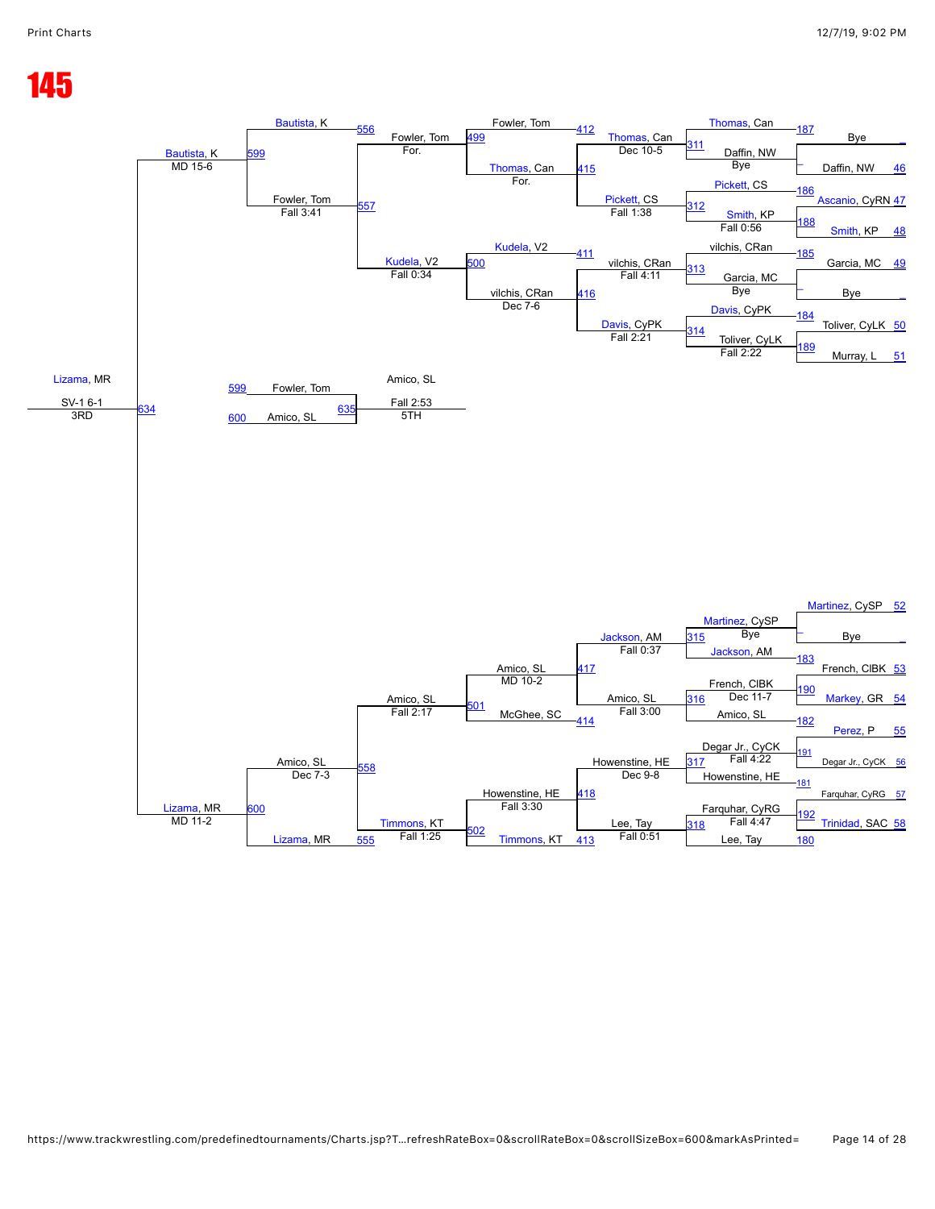# 145

**Consolation bracket (upper half)**

| Bout | Wrestler | Result |
|---|---|---|
| 187 | Bye | |
| | Daffin, NW (46) | |
| 186 | Ascanio, CyRN (47) | |
| 188 | Smith, KP (48) | |
| 185 | Garcia, MC (49) | |
| | Bye | |
| 184 | Toliver, CyLK (50) | |
| 189 | Murray, L (51) | |

| Bout | Winner | Result |
|---|---|---|
| 311 | Daffin, NW | Bye |
| 312 | Smith, KP | Fall 0:56 |
| 313 | Garcia, MC | Bye |
| 314 | Toliver, CyLK | Fall 2:22 |

| Bout | Matchup | Winner | Result |
|---|---|---|---|
| 412 | Fowler, Tom vs Thomas, Can | Thomas, Can | Dec 10-5 |
| 415 | Pickett, CS | Pickett, CS | Fall 1:38 |
| 411 | Kudela, V2 vs vilchis, CRan | vilchis, CRan | Fall 4:11 |
| 416 | Davis, CyPK | Davis, CyPK | Fall 2:21 |

(Round 311: Thomas, Can vs Daffin, NW; Round 312: Pickett, CS vs Smith, KP; Round 313: vilchis, CRan vs Garcia, MC; Round 314: Davis, CyPK vs Toliver, CyLK)

| Bout | Winner | Result |
|---|---|---|
| 499 | Fowler, Tom | For. (vs Thomas, Can — For.) |
| 500 | Kudela, V2 | Fall 0:34 (vs vilchis, CRan — Dec 7-6) |
| 556 | Bautista, K | |
| 557 | Fowler, Tom | Fall 3:41 |
| 599 | Bautista, K | MD 15-6 |

**Consolation bracket (lower half)**

| Bout | Wrestler | Result |
|---|---|---|
| | Martinez, CySP (52) | |
| | Bye | |
| 183 | French, CIBK (53) | |
| 190 | Markey, GR (54) | |
| 182 | Perez, P (55) | |
| 191 | Degar Jr., CyCK (56) | |
| 181 | Farquhar, CyRG (57) | |
| 192 | Trinidad, SAC (58) | |
| 180 | | |

| Bout | Matchup | Winner | Result |
|---|---|---|---|
| 315 | Martinez, CySP vs Jackson, AM | Martinez, CySP | Bye |
| 316 | French, CIBK vs Amico, SL | French, CIBK | Dec 11-7 |
| 317 | Degar Jr., CyCK vs Howenstine, HE | Degar Jr., CyCK | Fall 4:22 |
| 318 | Farquhar, CyRG vs Lee, Tay | Farquhar, CyRG | Fall 4:47 |
| 417 | Jackson, AM | Jackson, AM | Fall 0:37 |
| 414 | Amico, SL vs McGhee, SC | Amico, SL | Fall 3:00 |
| 418 | Howenstine, HE | Howenstine, HE | Dec 9-8 |
| 413 | Lee, Tay vs Timmons, KT | Lee, Tay | Fall 0:51 |
| 501 | Amico, SL | Amico, SL | MD 10-2 / Fall 2:17 |
| 502 | Howenstine, HE vs Timmons, KT | Howenstine, HE | Fall 3:30 |
| 558 | Amico, SL vs Timmons, KT | Timmons, KT | Fall 1:25 |
| 555 | Lizama, MR | | |
| 600 | Amico, SL vs Lizama, MR | Amico, SL | Dec 7-3 |
| | Lizama, MR | | MD 11-2 |

**3rd Place**

| Bout | Matchup | Winner | Result |
|---|---|---|---|
| 634 | Bautista, K vs Lizama, MR | Lizama, MR | SV-1 6-1 (3RD) |

**5th Place**

| Bout | Matchup | Winner | Result |
|---|---|---|---|
| 635 | Fowler, Tom (599) vs Amico, SL (600) | Amico, SL | Fall 2:53 (5TH) |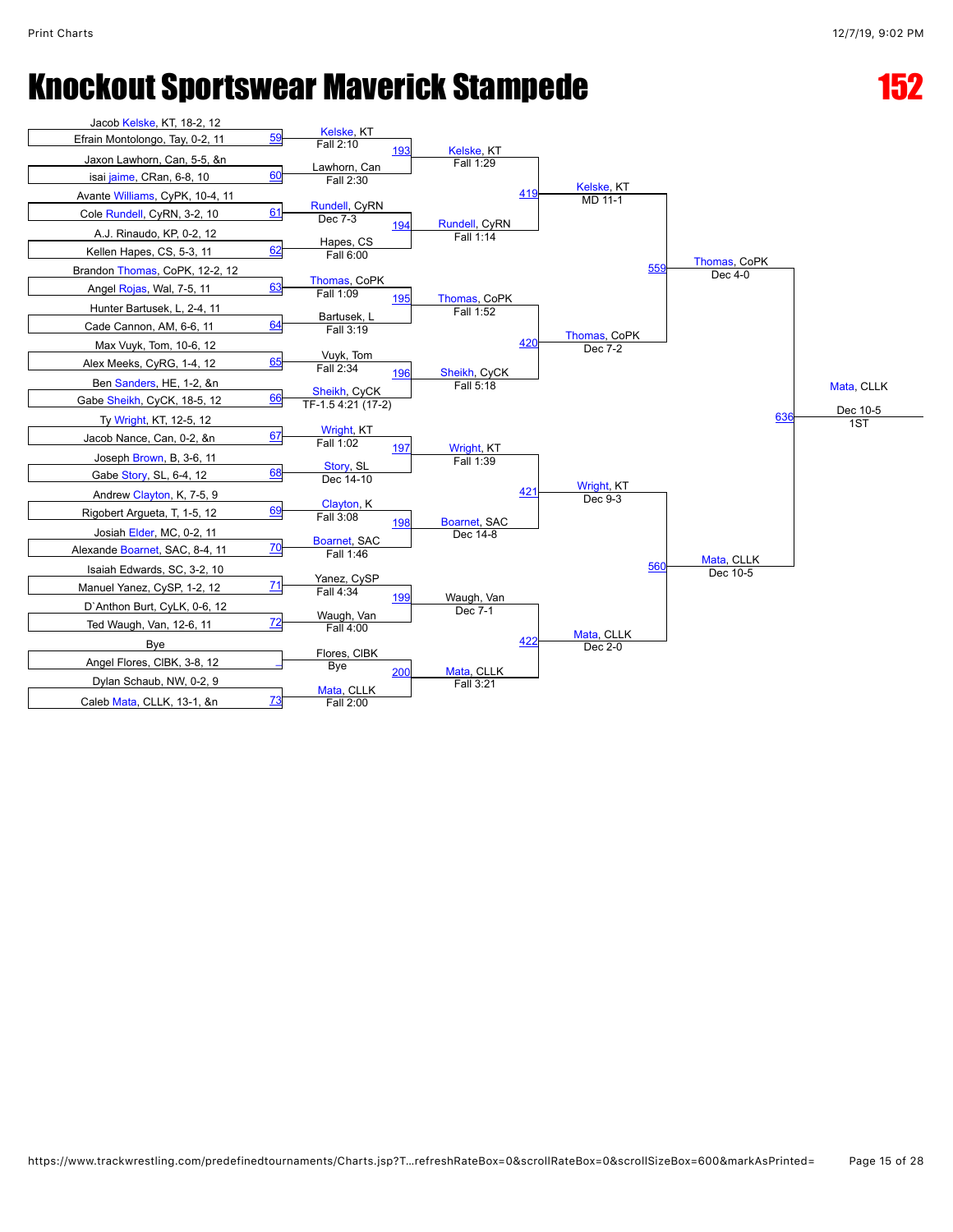# Knockout Sportswear Maverick Stampede

## 152

### First Round

| Bout | Wrestler 1 | Wrestler 2 | Winner | Result |
| --- | --- | --- | --- | --- |
| 59 | Jacob Kelske, KT, 18-2, 12 | Efrain Montolongo, Tay, 0-2, 11 | Kelske, KT | Fall 2:10 |
| 60 | Jaxon Lawhorn, Can, 5-5, &n | isai jaime, CRan, 6-8, 10 | Lawhorn, Can | Fall 2:30 |
| 61 | Avante Williams, CyPK, 10-4, 11 | Cole Rundell, CyRN, 3-2, 10 | Rundell, CyRN | Dec 7-3 |
| 62 | A.J. Rinaudo, KP, 0-2, 12 | Kellen Hapes, CS, 5-3, 11 | Hapes, CS | Fall 6:00 |
| 63 | Brandon Thomas, CoPK, 12-2, 12 | Angel Rojas, Wal, 7-5, 11 | Thomas, CoPK | Fall 1:09 |
| 64 | Hunter Bartusek, L, 2-4, 11 | Cade Cannon, AM, 6-6, 11 | Bartusek, L | Fall 3:19 |
| 65 | Max Vuyk, Tom, 10-6, 12 | Alex Meeks, CyRG, 1-4, 12 | Vuyk, Tom | Fall 2:34 |
| 66 | Ben Sanders, HE, 1-2, &n | Gabe Sheikh, CyCK, 18-5, 12 | Sheikh, CyCK | TF-1.5 4:21 (17-2) |
| 67 | Ty Wright, KT, 12-5, 12 | Jacob Nance, Can, 0-2, &n | Wright, KT | Fall 1:02 |
| 68 | Joseph Brown, B, 3-6, 11 | Gabe Story, SL, 6-4, 12 | Story, SL | Dec 14-10 |
| 69 | Andrew Clayton, K, 7-5, 9 | Rigobert Argueta, T, 1-5, 12 | Clayton, K | Fall 3:08 |
| 70 | Josiah Elder, MC, 0-2, 11 | Alexande Boarnet, SAC, 8-4, 11 | Boarnet, SAC | Fall 1:46 |
| 71 | Isaiah Edwards, SC, 3-2, 10 | Manuel Yanez, CySP, 1-2, 12 | Yanez, CySP | Fall 4:34 |
| 72 | D`Anthon Burt, CyLK, 0-6, 12 | Ted Waugh, Van, 12-6, 11 | Waugh, Van | Fall 4:00 |
| _ | Bye | Angel Flores, CIBK, 3-8, 12 | Flores, CIBK | Bye |
| 73 | Dylan Schaub, NW, 0-2, 9 | Caleb Mata, CLLK, 13-1, &n | Mata, CLLK | Fall 2:00 |

### Second Round

| Bout | Winner | Result |
| --- | --- | --- |
| 193 | Kelske, KT | Fall 1:29 |
| 194 | Rundell, CyRN | Fall 1:14 |
| 195 | Thomas, CoPK | Fall 1:52 |
| 196 | Sheikh, CyCK | Fall 5:18 |
| 197 | Wright, KT | Fall 1:39 |
| 198 | Boarnet, SAC | Dec 14-8 |
| 199 | Waugh, Van | Dec 7-1 |
| 200 | Mata, CLLK | Fall 3:21 |

### Quarterfinals

| Bout | Winner | Result |
| --- | --- | --- |
| 419 | Kelske, KT | MD 11-1 |
| 420 | Thomas, CoPK | Dec 7-2 |
| 421 | Wright, KT | Dec 9-3 |
| 422 | Mata, CLLK | Dec 2-0 |

### Semifinals

| Bout | Winner | Result |
| --- | --- | --- |
| 559 | Thomas, CoPK | Dec 4-0 |
| 560 | Mata, CLLK | Dec 10-5 |

### Final

| Bout | Winner | Result |
| --- | --- | --- |
| 636 | Mata, CLLK | Dec 10-5 |

1ST: Mata, CLLK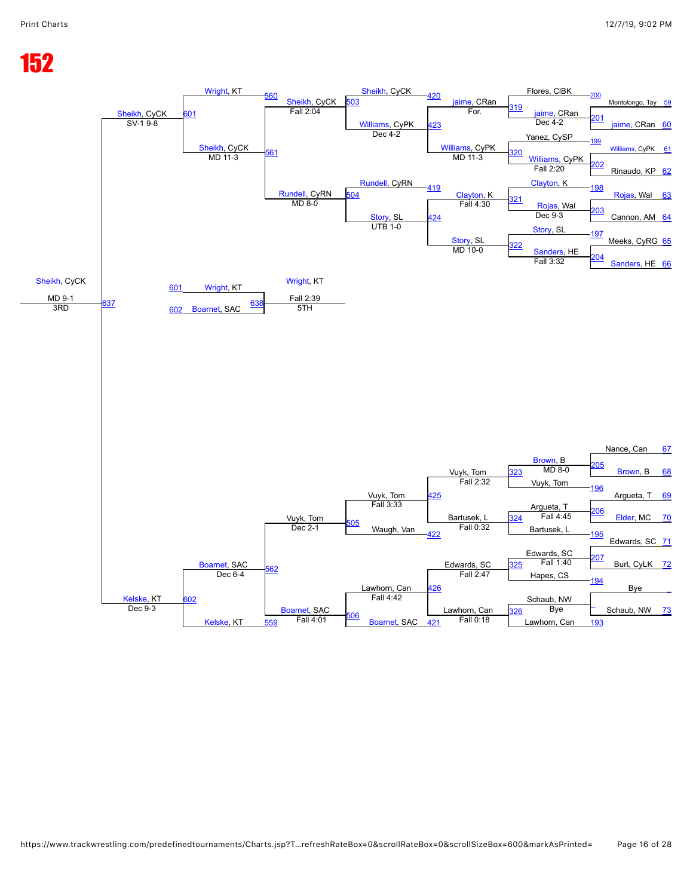# 152

## Consolation Bracket

### Top half

| Bout | Wrestler 1 | Wrestler 2 | Winner | Result |
|---|---|---|---|---|
| 200 | Flores, ClBK | Montolongo, Tay (59) | Flores, ClBK | |
| 201 | jaime, CRan (60) | | jaime, CRan | Dec 4-2 |
| 319 | Flores, ClBK | jaime, CRan | jaime, CRan | For. |
| 199 | Yanez, CySP | Williams, CyPK (61) | Yanez, CySP | |
| 202 | Williams, CyPK | Rinaudo, KP (62) | Williams, CyPK | Fall 2:20 |
| 320 | Yanez, CySP | Williams, CyPK | Williams, CyPK | MD 11-3 |
| 198 | Clayton, K | Rojas, Wal (63) | Clayton, K | |
| 203 | Rojas, Wal | Cannon, AM (64) | Rojas, Wal | Dec 9-3 |
| 321 | Clayton, K | Rojas, Wal | Clayton, K | Fall 4:30 |
| 197 | Story, SL | Meeks, CyRG (65) | Story, SL | |
| 204 | Sanders, HE (66) | | Sanders, HE | Fall 3:32 |
| 322 | Story, SL | Sanders, HE | Story, SL | MD 10-0 |
| 420 | Sheikh, CyCK | jaime, CRan | Sheikh, CyCK | |
| 423 | Williams, CyPK | | Williams, CyPK | Dec 4-2 |
| 503 | Sheikh, CyCK | Williams, CyPK | Sheikh, CyCK | Fall 2:04 |
| 419 | Rundell, CyRN | Clayton, K | Rundell, CyRN | |
| 424 | Story, SL | | Story, SL | UTB 1-0 |
| 504 | Rundell, CyRN | Story, SL | Rundell, CyRN | MD 8-0 |
| 560 | Wright, KT | Sheikh, CyCK | Sheikh, CyCK | MD 11-3 |
| 561 | Sheikh, CyCK | Rundell, CyRN | Sheikh, CyCK | MD 11-3 |
| 601 | Wright, KT | Sheikh, CyCK | Sheikh, CyCK | SV-1 9-8 |

### Bottom half

| Bout | Wrestler 1 | Wrestler 2 | Winner | Result |
|---|---|---|---|---|
| 205 | Nance, Can (67) | Brown, B (68) | Brown, B | MD 8-0 |
| 196 | Vuyk, Tom | | | |
| 323 | Brown, B | Vuyk, Tom | Vuyk, Tom | Fall 2:32 |
| 206 | Argueta, T (69) | Elder, MC (70) | Argueta, T | Fall 4:45 |
| 195 | Bartusek, L | | | |
| 324 | Argueta, T | Bartusek, L | Bartusek, L | Fall 0:32 |
| 207 | Edwards, SC (71) | Burt, CyLK (72) | Edwards, SC | Fall 1:40 |
| 194 | Hapes, CS | | | |
| 325 | Edwards, SC | Hapes, CS | Edwards, SC | Fall 2:47 |
| — | Bye | Schaub, NW (73) | Schaub, NW | |
| 193 | Lawhorn, Can | | | |
| 326 | Schaub, NW | Lawhorn, Can | Lawhorn, Can | Fall 0:18 |
| 425 | Vuyk, Tom | Bartusek, L | Vuyk, Tom | Fall 3:33 |
| 422 | Waugh, Van | | | |
| 505 | Vuyk, Tom | Waugh, Van | Vuyk, Tom | Dec 2-1 |
| 426 | Lawhorn, Can | Edwards, SC | Lawhorn, Can | Fall 4:42 |
| 421 | Boarnet, SAC | | | |
| 506 | Lawhorn, Can | Boarnet, SAC | Boarnet, SAC | Fall 4:01 |
| 562 | Vuyk, Tom | Boarnet, SAC | Boarnet, SAC | Dec 6-4 |
| 559 | Kelske, KT | | | |
| 602 | Boarnet, SAC | Kelske, KT | Kelske, KT | Dec 9-3 |

### Placement

| Bout | Wrestler 1 | Wrestler 2 | Winner | Result | Place |
|---|---|---|---|---|---|
| 637 | Sheikh, CyCK | Kelske, KT | Sheikh, CyCK | MD 9-1 | 3RD |
| 638 | Wright, KT (601) | Boarnet, SAC (602) | Wright, KT | Fall 2:39 | 5TH |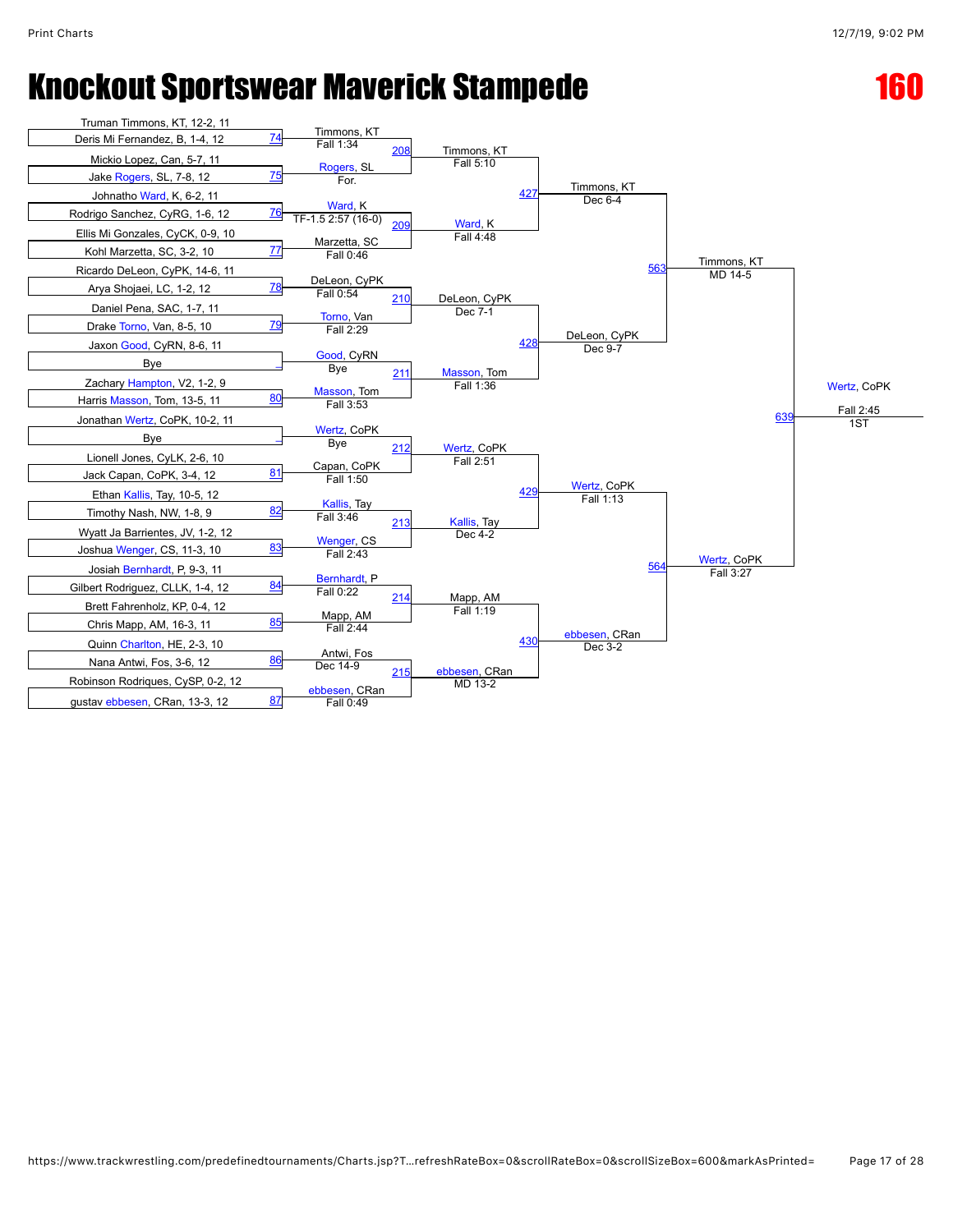# Knockout Sportswear Maverick Stampede

## 160

### First Round

| Bout | Wrestler 1 | Wrestler 2 | Winner | Result |
|---|---|---|---|---|
| 74 | Truman Timmons, KT, 12-2, 11 | Deris Mi Fernandez, B, 1-4, 12 | Timmons, KT | Fall 1:34 |
| 75 | Mickio Lopez, Can, 5-7, 11 | Jake Rogers, SL, 7-8, 12 | Rogers, SL | For. |
| 76 | Johnatho Ward, K, 6-2, 11 | Rodrigo Sanchez, CyRG, 1-6, 12 | Ward, K | TF-1.5 2:57 (16-0) |
| 77 | Ellis Mi Gonzales, CyCK, 0-9, 10 | Kohl Marzetta, SC, 3-2, 10 | Marzetta, SC | Fall 0:46 |
| 78 | Ricardo DeLeon, CyPK, 14-6, 11 | Arya Shojaei, LC, 1-2, 12 | DeLeon, CyPK | Fall 0:54 |
| 79 | Daniel Pena, SAC, 1-7, 11 | Drake Torno, Van, 8-5, 10 | Torno, Van | Fall 2:29 |
| _ | Jaxon Good, CyRN, 8-6, 11 | Bye | Good, CyRN | Bye |
| 80 | Zachary Hampton, V2, 1-2, 9 | Harris Masson, Tom, 13-5, 11 | Masson, Tom | Fall 3:53 |
| _ | Jonathan Wertz, CoPK, 10-2, 11 | Bye | Wertz, CoPK | Bye |
| 81 | Lionell Jones, CyLK, 2-6, 10 | Jack Capan, CoPK, 3-4, 12 | Capan, CoPK | Fall 1:50 |
| 82 | Ethan Kallis, Tay, 10-5, 12 | Timothy Nash, NW, 1-8, 9 | Kallis, Tay | Fall 3:46 |
| 83 | Wyatt Ja Barrientes, JV, 1-2, 12 | Joshua Wenger, CS, 11-3, 10 | Wenger, CS | Fall 2:43 |
| 84 | Josiah Bernhardt, P, 9-3, 11 | Gilbert Rodriguez, CLLK, 1-4, 12 | Bernhardt, P | Fall 0:22 |
| 85 | Brett Fahrenholz, KP, 0-4, 12 | Chris Mapp, AM, 16-3, 11 | Mapp, AM | Fall 2:44 |
| 86 | Quinn Charlton, HE, 2-3, 10 | Nana Antwi, Fos, 3-6, 12 | Antwi, Fos | Dec 14-9 |
| 87 | Robinson Rodriques, CySP, 0-2, 12 | gustav ebbesen, CRan, 13-3, 12 | ebbesen, CRan | Fall 0:49 |

### Second Round

| Bout | Winner | Result |
|---|---|---|
| 208 | Timmons, KT | Fall 5:10 |
| 209 | Ward, K | Fall 4:48 |
| 210 | DeLeon, CyPK | Dec 7-1 |
| 211 | Masson, Tom | Fall 1:36 |
| 212 | Wertz, CoPK | Fall 2:51 |
| 213 | Kallis, Tay | Dec 4-2 |
| 214 | Mapp, AM | Fall 1:19 |
| 215 | ebbesen, CRan | MD 13-2 |

### Quarterfinals

| Bout | Winner | Result |
|---|---|---|
| 427 | Timmons, KT | Dec 6-4 |
| 428 | DeLeon, CyPK | Dec 9-7 |
| 429 | Wertz, CoPK | Fall 1:13 |
| 430 | ebbesen, CRan | Dec 3-2 |

### Semifinals

| Bout | Winner | Result |
|---|---|---|
| 563 | Timmons, KT | MD 14-5 |
| 564 | Wertz, CoPK | Fall 3:27 |

### Final

| Bout | Winner | Result | Place |
|---|---|---|---|
| 639 | Wertz, CoPK | Fall 2:45 | 1ST |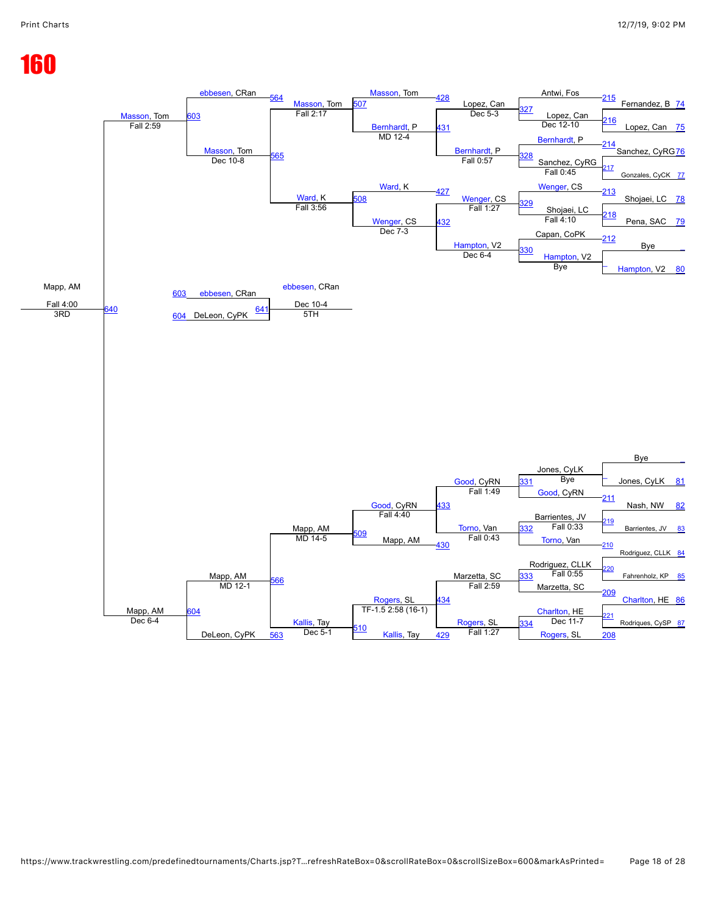# 160

## Consolation Bracket (Upper)

| Round | Match | Wrestler A | Wrestler B | Winner | Result |
|---|---|---|---|---|---|
| | 215 | Fernandez, B (74) | Lopez, Can (75) | Antwi, Fos | |
| | 216 | | | Lopez, Can | Dec 12-10 |
| | 214 | Sanchez, CyRG (76) | Gonzales, CyCK (77) | Bernhardt, P | |
| | 217 | | | Sanchez, CyRG | Fall 0:45 |
| | 213 | Shojaei, LC (78) | Pena, SAC (79) | Wenger, CS | |
| | 218 | | | Shojaei, LC | Fall 4:10 |
| | 212 | Bye | Hampton, V2 (80) | Capan, CoPK | |
| | 330 | | | Hampton, V2 | Bye |
| | 327 | Antwi, Fos | Lopez, Can | Lopez, Can | Dec 5-3 |
| | 328 | Bernhardt, P | Sanchez, CyRG | Bernhardt, P | Fall 0:57 |
| | 329 | Wenger, CS | Shojaei, LC | Wenger, CS | Fall 1:27 |
| | 330 | Capan, CoPK | Hampton, V2 | Hampton, V2 | Dec 6-4 |
| | 428 | Masson, Tom | Lopez, Can | Masson, Tom | |
| | 431 | Bernhardt, P | | Bernhardt, P | MD 12-4 |
| | 427 | Ward, K | Wenger, CS | Ward, K | |
| | 432 | Wenger, CS | Hampton, V2 | Wenger, CS | Dec 7-3 |
| | 507 | Masson, Tom | Bernhardt, P | Masson, Tom | Fall 2:17 |
| | 508 | Ward, K | Wenger, CS | Ward, K | Fall 3:56 |
| | 564 | ebbesen, CRan | Masson, Tom | | |
| | 565 | Masson, Tom | Ward, K | Masson, Tom | Dec 10-8 |
| | 603 | ebbesen, CRan | Masson, Tom | Masson, Tom | Fall 2:59 |

## Consolation Bracket (Lower)

| Round | Match | Wrestler A | Wrestler B | Winner | Result |
|---|---|---|---|---|---|
| | 331 | Bye / Jones, CyLK (81) | | Jones, CyLK | Bye |
| | 211 | Nash, NW (82) | | Good, CyRN | |
| | 219 | Barrientes, JV (83) | Rodriguez, CLLK (84) | Barrientes, JV | |
| | 332 | Barrientes, JV | Torno, Van | Torno, Van | Fall 0:33 |
| | 210 | | | Torno, Van | |
| | 220 | Fahrenholz, KP (85) | | Rodriguez, CLLK | |
| | 333 | Rodriguez, CLLK | Marzetta, SC | Marzetta, SC | Fall 0:55 |
| | 209 | Charlton, HE (86) | | Marzetta, SC | |
| | 221 | Rodriques, CySP (87) | | Charlton, HE | |
| | 334 | Charlton, HE | Rogers, SL | Rogers, SL | Dec 11-7 |
| | 208 | | | Rogers, SL | |
| | 331 | Jones, CyLK | Good, CyRN | Good, CyRN | Fall 1:49 |
| | 433 | Good, CyRN | Torno, Van | Good, CyRN | |
| | 430 | Torno, Van | Mapp, AM | Torno, Van | Fall 0:43 |
| | 434 | Marzetta, SC | Rogers, SL | Rogers, SL | Fall 2:59 |
| | 429 | Rogers, SL | Kallis, Tay | Rogers, SL | Fall 1:27 |
| | 509 | Good, CyRN | Mapp, AM | Good, CyRN | Fall 4:40 |
| | 510 | Rogers, SL | Kallis, Tay | Rogers, SL | TF-1.5 2:58 (16-1) |
| | 566 | Mapp, AM | Kallis, Tay | Mapp, AM | MD 14-5 |
| | 563 | DeLeon, CyPK | Kallis, Tay | Kallis, Tay | Dec 5-1 |
| | 604 | Mapp, AM | DeLeon, CyPK | Mapp, AM | MD 12-1 |

## Placement Matches

| Match | Wrestler A | Wrestler B | Winner | Result | Place |
|---|---|---|---|---|---|
| 640 | Masson, Tom | Mapp, AM | Mapp, AM | Fall 4:00 | 3RD |
| 641 | ebbesen, CRan (603) | DeLeon, CyPK (604) | ebbesen, CRan | Dec 10-4 | 5TH |

Additional results: Masson, Tom – Fall 2:59 (603); Mapp, AM – Dec 6-4 (604)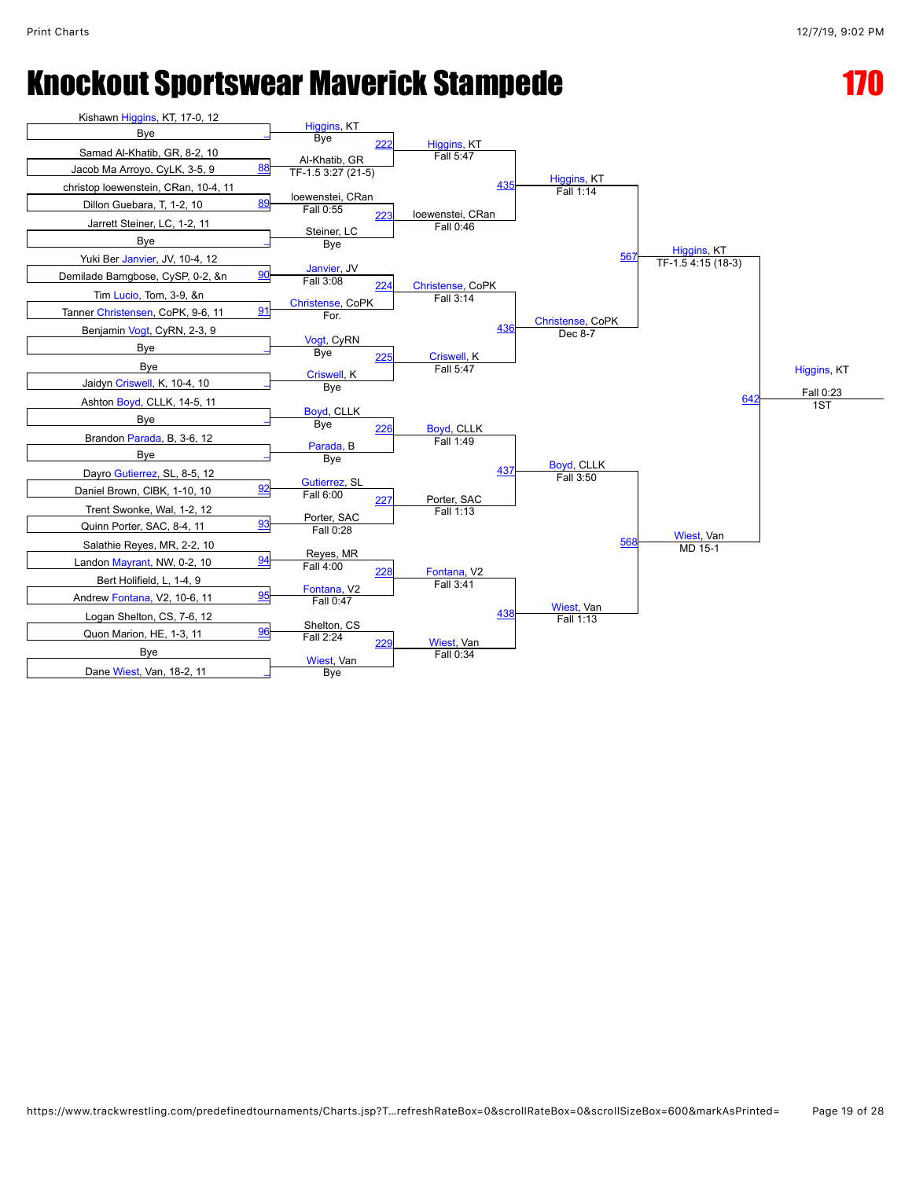# Knockout Sportswear Maverick Stampede

# 170

## Round 1

| Bout | Wrestler 1 | Wrestler 2 | Winner | Result |
|---|---|---|---|---|
| _ | Kishawn Higgins, KT, 17-0, 12 | Bye | Higgins, KT | Bye |
| 88 | Samad Al-Khatib, GR, 8-2, 10 | Jacob Ma Arroyo, CyLK, 3-5, 9 | Al-Khatib, GR | TF-1.5 3:27 (21-5) |
| 89 | christop loewenstein, CRan, 10-4, 11 | Dillon Guebara, T, 1-2, 10 | loewenstei, CRan | Fall 0:55 |
| _ | Jarrett Steiner, LC, 1-2, 11 | Bye | Steiner, LC | Bye |
| 90 | Yuki Ber Janvier, JV, 10-4, 12 | Demilade Bamgbose, CySP, 0-2, &n | Janvier, JV | Fall 3:08 |
| 91 | Tim Lucio, Tom, 3-9, &n | Tanner Christensen, CoPK, 9-6, 11 | Christense, CoPK | For. |
| _ | Benjamin Vogt, CyRN, 2-3, 9 | Bye | Vogt, CyRN | Bye |
| _ | Bye | Jaidyn Criswell, K, 10-4, 10 | Criswell, K | Bye |
| _ | Ashton Boyd, CLLK, 14-5, 11 | Bye | Boyd, CLLK | Bye |
| _ | Brandon Parada, B, 3-6, 12 | Bye | Parada, B | Bye |
| 92 | Dayro Gutierrez, SL, 8-5, 12 | Daniel Brown, CIBK, 1-10, 10 | Gutierrez, SL | Fall 6:00 |
| 93 | Trent Swonke, Wal, 1-2, 12 | Quinn Porter, SAC, 8-4, 11 | Porter, SAC | Fall 0:28 |
| 94 | Salathie Reyes, MR, 2-2, 10 | Landon Mayrant, NW, 0-2, 10 | Reyes, MR | Fall 4:00 |
| 95 | Bert Holifield, L, 1-4, 9 | Andrew Fontana, V2, 10-6, 11 | Fontana, V2 | Fall 0:47 |
| 96 | Logan Shelton, CS, 7-6, 12 | Quon Marion, HE, 1-3, 11 | Shelton, CS | Fall 2:24 |
| _ | Bye | Dane Wiest, Van, 18-2, 11 | Wiest, Van | Bye |

## Round 2

| Bout | Winner | Result |
|---|---|---|
| 222 | Higgins, KT | Fall 5:47 |
| 223 | loewenstei, CRan | Fall 0:46 |
| 224 | Christense, CoPK | Fall 3:14 |
| 225 | Criswell, K | Fall 5:47 |
| 226 | Boyd, CLLK | Fall 1:49 |
| 227 | Porter, SAC | Fall 1:13 |
| 228 | Fontana, V2 | Fall 3:41 |
| 229 | Wiest, Van | Fall 0:34 |

## Quarterfinals

| Bout | Winner | Result |
|---|---|---|
| 435 | Higgins, KT | Fall 1:14 |
| 436 | Christense, CoPK | Dec 8-7 |
| 437 | Boyd, CLLK | Fall 3:50 |
| 438 | Wiest, Van | Fall 1:13 |

## Semifinals

| Bout | Winner | Result |
|---|---|---|
| 567 | Higgins, KT | TF-1.5 4:15 (18-3) |
| 568 | Wiest, Van | MD 15-1 |

## Final

| Bout | Winner | Result |
|---|---|---|
| 642 | Higgins, KT | Fall 0:23 |

1ST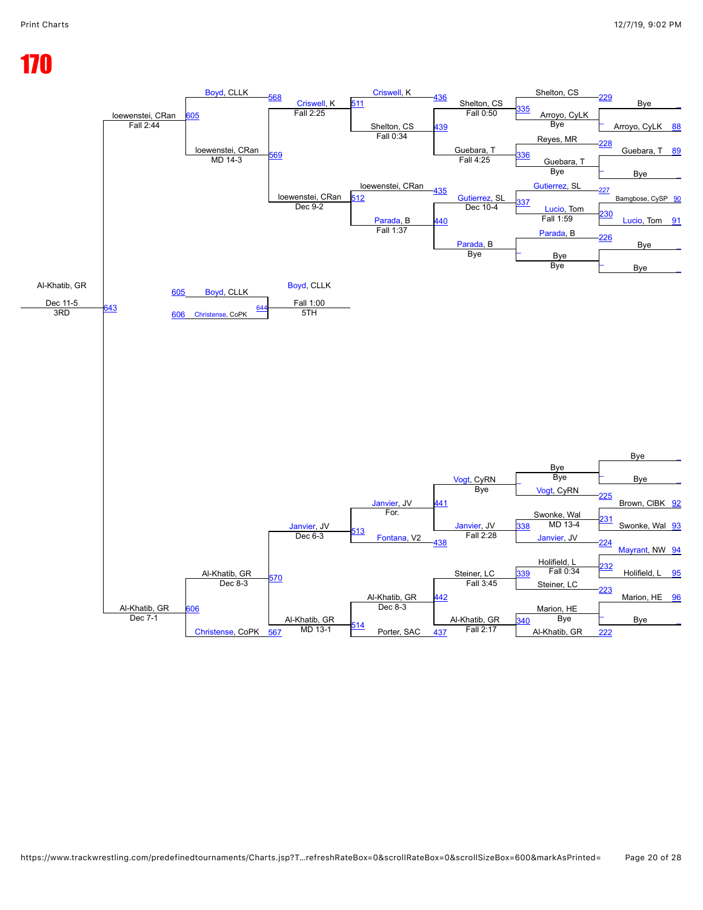# 170

**Championship Bracket – Top Half**

| Round 1 | | Round 2 | | Quarterfinals | | Semifinals | | Final |
|---|---|---|---|---|---|---|---|---|
| Bye | | Shelton, CS (229) | | Shelton, CS (335) Fall 0:50 | | Shelton, CS (439) Fall 0:34 | | |
| Arroyo, CyLK | 88 | Arroyo, CyLK Bye | | | | | | |
| Guebara, T | 89 | Reyes, MR (228) | | Guebara, T (336) Fall 4:25 | | | | |
| Bye | | Guebara, T Bye | | | | | | |
| Bamgbose, CySP | 90 | Gutierrez, SL (227) | | Gutierrez, SL (337) Dec 10-4 | | loewenstei, CRan (435) | | loewenstei, CRan (512) Dec 9-2 |
| Lucio, Tom | 91 | Lucio, Tom (230) Fall 1:59 | | | | | | |
| Bye | | Parada, B (226) | | Parada, B (440) Bye | | Parada, B Fall 1:37 | | |
| Bye | | Bye Bye | | | | | | |

Criswell, K (436) / Criswell, K (511) Fall 2:25 (568)

Boyd, CLLK (568) / loewenstei, CRan (569) MD 14-3 → loewenstei, CRan (605) Fall 2:44

**Championship Bracket – Bottom Half**

| Round 1 | | Round 2 | | Quarterfinals | | Semifinals | | Final |
|---|---|---|---|---|---|---|---|---|
| Bye | | Bye Bye | | Vogt, CyRN (441) Bye | | Janvier, JV For. | | Janvier, JV (513) Dec 6-3 |
| Bye | | Vogt, CyRN (225) | | | | | | |
| Brown, ClBK | 92 | Swonke, Wal (231) MD 13-4 | | Janvier, JV (338) Fall 2:28 | | Fontana, V2 (438) | | |
| Swonke, Wal | 93 | Janvier, JV (224) | | | | | | |
| Mayrant, NW | 94 | Holifield, L (232) Fall 0:34 | | Steiner, LC (339) Fall 3:45 | | Al-Khatib, GR (442) Dec 8-3 | | Al-Khatib, GR (514) MD 13-1 |
| Holifield, L | 95 | Steiner, LC (223) | | | | | | |
| Marion, HE | 96 | Marion, HE (340) Bye | | Al-Khatib, GR Fall 2:17 | | Porter, SAC (437) | | |
| Bye | | Al-Khatib, GR (222) | | | | | | |

Al-Khatib, GR (570) Dec 8-3 / Christense, CoPK (567) → Al-Khatib, GR (606) Dec 7-1

**3rd Place:** Al-Khatib, GR (643) Dec 11-5 — 3RD

**5th Place:** Boyd, CLLK (605) vs Christense, CoPK (606) → Boyd, CLLK (644) Fall 1:00 — 5TH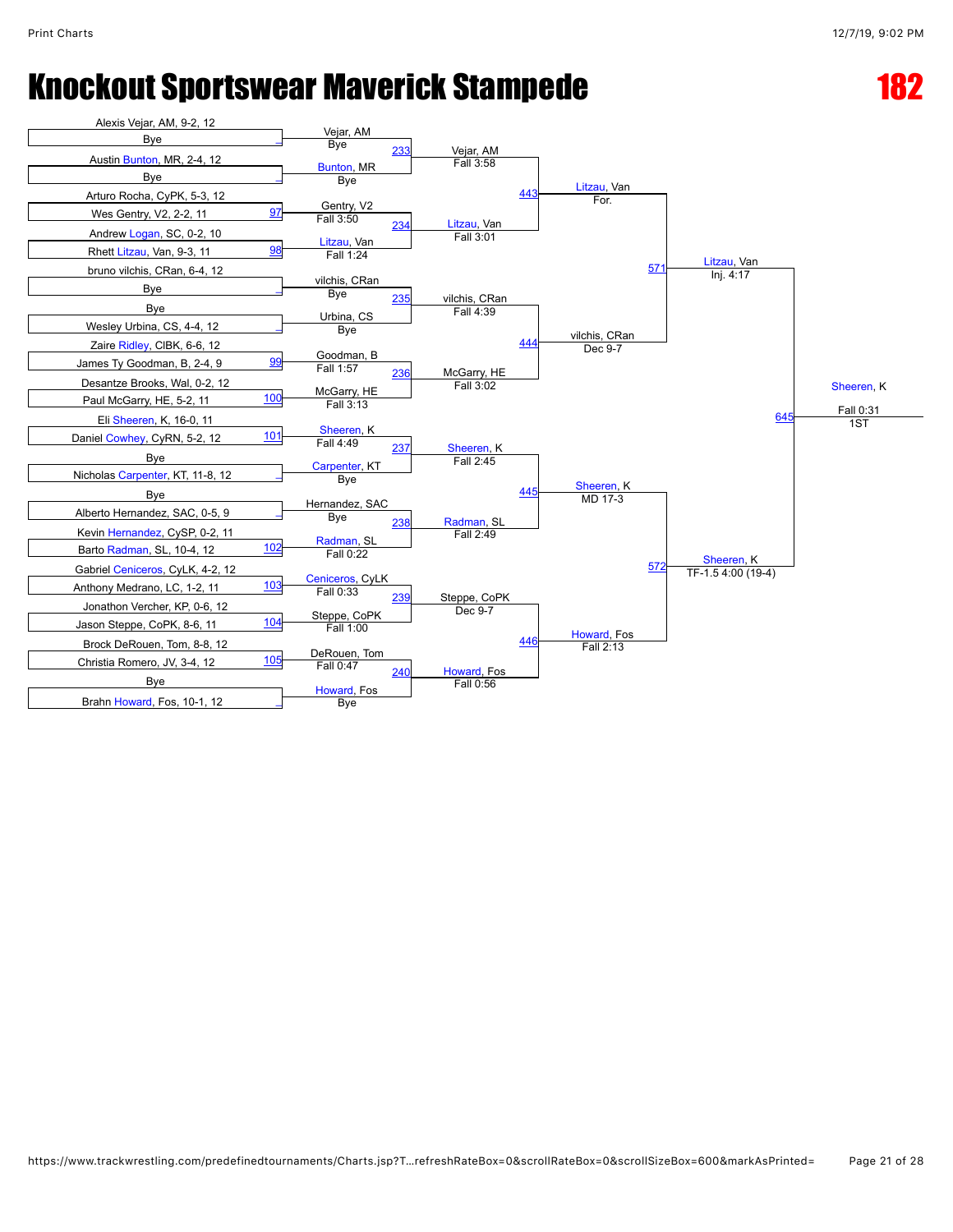# Knockout Sportswear Maverick Stampede

**182**

## First Round

| Match | Wrestler 1 | Wrestler 2 | Winner | Result |
|---|---|---|---|---|
| _ | Alexis Vejar, AM, 9-2, 12 | Bye | Vejar, AM | Bye |
| _ | Austin Bunton, MR, 2-4, 12 | Bye | Bunton, MR | Bye |
| 97 | Arturo Rocha, CyPK, 5-3, 12 | Wes Gentry, V2, 2-2, 11 | Gentry, V2 | Fall 3:50 |
| 98 | Andrew Logan, SC, 0-2, 10 | Rhett Litzau, Van, 9-3, 11 | Litzau, Van | Fall 1:24 |
| _ | bruno vilchis, CRan, 6-4, 12 | Bye | vilchis, CRan | Bye |
| _ | Bye | Wesley Urbina, CS, 4-4, 12 | Urbina, CS | Bye |
| 99 | Zaire Ridley, ClBK, 6-6, 12 | James Ty Goodman, B, 2-4, 9 | Goodman, B | Fall 1:57 |
| 100 | Desantze Brooks, Wal, 0-2, 12 | Paul McGarry, HE, 5-2, 11 | McGarry, HE | Fall 3:13 |
| 101 | Eli Sheeren, K, 16-0, 11 | Daniel Cowhey, CyRN, 5-2, 12 | Sheeren, K | Fall 4:49 |
| _ | Bye | Nicholas Carpenter, KT, 11-8, 12 | Carpenter, KT | Bye |
| _ | Bye | Alberto Hernandez, SAC, 0-5, 9 | Hernandez, SAC | Bye |
| 102 | Kevin Hernandez, CySP, 0-2, 11 | Barto Radman, SL, 10-4, 12 | Radman, SL | Fall 0:22 |
| 103 | Gabriel Ceniceros, CyLK, 4-2, 12 | Anthony Medrano, LC, 1-2, 11 | Ceniceros, CyLK | Fall 0:33 |
| 104 | Jonathon Vercher, KP, 0-6, 12 | Jason Steppe, CoPK, 8-6, 11 | Steppe, CoPK | Fall 1:00 |
| 105 | Brock DeRouen, Tom, 8-8, 12 | Christia Romero, JV, 3-4, 12 | DeRouen, Tom | Fall 0:47 |
| _ | Bye | Brahn Howard, Fos, 10-1, 12 | Howard, Fos | Bye |

## Second Round

| Match | Winner | Result |
|---|---|---|
| 233 | Vejar, AM | Fall 3:58 |
| 234 | Litzau, Van | Fall 3:01 |
| 235 | vilchis, CRan | Fall 4:39 |
| 236 | McGarry, HE | Fall 3:02 |
| 237 | Sheeren, K | Fall 2:45 |
| 238 | Radman, SL | Fall 2:49 |
| 239 | Steppe, CoPK | Dec 9-7 |
| 240 | Howard, Fos | Fall 0:56 |

## Quarterfinals

| Match | Winner | Result |
|---|---|---|
| 443 | Litzau, Van | For. |
| 444 | vilchis, CRan | Dec 9-7 |
| 445 | Sheeren, K | MD 17-3 |
| 446 | Howard, Fos | Fall 2:13 |

## Semifinals

| Match | Winner | Result |
|---|---|---|
| 571 | Litzau, Van | Inj. 4:17 |
| 572 | Sheeren, K | TF-1.5 4:00 (19-4) |

## Final

| Match | Winner | Result |
|---|---|---|
| 645 | Sheeren, K | Fall 0:31 |

1ST: Sheeren, K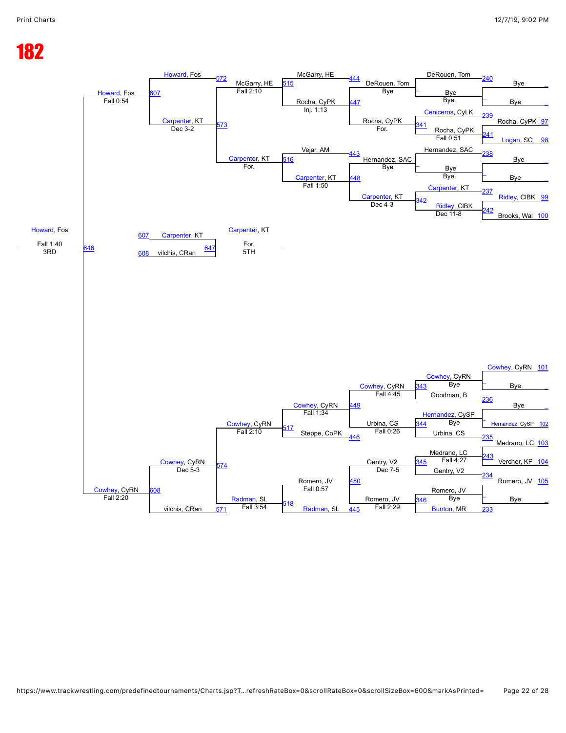# 182

## Consolation Bracket (Top Half)

| Round | Match | Wrestler 1 | Wrestler 2 | Winner | Result |
| --- | --- | --- | --- | --- | --- |
| | 240 | Bye | Bye | DeRouen, Tom | |
| | 239 | Rocha, CyPK (97) | Logan, SC (98) | Ceniceros, CyLK | |
| | 241 | Rocha, CyPK (97) | Logan, SC (98) | Rocha, CyPK | Fall 0:51 |
| | 238 | Bye | Bye | Hernandez, SAC | |
| | 237 | Ridley, ClBK (99) | Brooks, Wal (100) | Carpenter, KT | |
| | 242 | Ridley, ClBK (99) | Brooks, Wal (100) | Ridley, ClBK | Dec 11-8 |
| | – | Bye | Bye | Bye | |
| | 341 | Ceniceros, CyLK | Rocha, CyPK | Rocha, CyPK | For. |
| | – | Bye | Bye | Bye | |
| | 342 | Carpenter, KT | Ridley, ClBK | Carpenter, KT | Dec 4-3 |
| | 444 | DeRouen, Tom | Bye | DeRouen, Tom | Bye |
| | 447 | DeRouen, Tom | Rocha, CyPK | Rocha, CyPK | Inj. 1:13 |
| | 443 | Hernandez, SAC | Bye | Hernandez, SAC | Bye |
| | 448 | Hernandez, SAC | Carpenter, KT | Carpenter, KT | Fall 1:50 |
| | 515 | McGarry, HE | Rocha, CyPK | McGarry, HE | Fall 2:10 |
| | 516 | Vejar, AM | Carpenter, KT | Carpenter, KT | For. |
| | 572 | Howard, Fos | McGarry, HE | Howard, Fos | |
| | 573 | | Carpenter, KT | Carpenter, KT | Dec 3-2 |
| | 607 | Howard, Fos | Carpenter, KT | Howard, Fos | Fall 0:54 |

## Consolation Bracket (Bottom Half)

| Round | Match | Wrestler 1 | Wrestler 2 | Winner | Result |
| --- | --- | --- | --- | --- | --- |
| | – | Cowhey, CyRN (101) | Bye | Cowhey, CyRN | Bye |
| | 236 | Bye | Hernandez, CySP (102) | Goodman, B | |
| | – | Bye | Hernandez, CySP (102) | Hernandez, CySP | Bye |
| | 235 | Medrano, LC (103) | Vercher, KP (104) | Urbina, CS | |
| | 243 | Medrano, LC (103) | Vercher, KP (104) | Medrano, LC | Fall 4:27 |
| | 234 | Romero, JV (105) | Bye | Gentry, V2 | |
| | – | Romero, JV (105) | Bye | Romero, JV | Bye |
| | 233 | | | Bunton, MR | |
| | 343 | Cowhey, CyRN | Goodman, B | Cowhey, CyRN | Bye |
| | 344 | Hernandez, CySP | Urbina, CS | Urbina, CS | Bye |
| | 345 | Medrano, LC | Gentry, V2 | Gentry, V2 | |
| | 346 | Romero, JV | Bunton, MR | Romero, JV | Bye |
| | 449 | Cowhey, CyRN | Urbina, CS | Cowhey, CyRN | Fall 4:45 |
| | 446 | Urbina, CS | | Steppe, CoPK | Fall 0:26 |
| | 450 | Gentry, V2 | Romero, JV | Romero, JV | Dec 7-5 |
| | 445 | Romero, JV | | Radman, SL | Fall 2:29 |
| | 517 | Cowhey, CyRN | Steppe, CoPK | Cowhey, CyRN | Fall 1:34 |
| | 518 | Romero, JV | Radman, SL | Radman, SL | Fall 0:57 |
| | 574 | Cowhey, CyRN | Radman, SL | Cowhey, CyRN | Fall 2:10 |
| | 571 | | Radman, SL | Radman, SL | Fall 3:54 |
| | 608 | Cowhey, CyRN | vilchis, CRan | Cowhey, CyRN | Dec 5-3 |

## 3rd Place

| Match | Wrestler 1 | Wrestler 2 | Winner | Result |
| --- | --- | --- | --- | --- |
| 646 | Howard, Fos | Cowhey, CyRN (Fall 2:20) | Howard, Fos | Fall 1:40 3RD |

## 5th Place

| Match | Wrestler 1 | Wrestler 2 | Winner | Result |
| --- | --- | --- | --- | --- |
| 647 | Carpenter, KT (607) | vilchis, CRan (608) | Carpenter, KT | For. 5TH |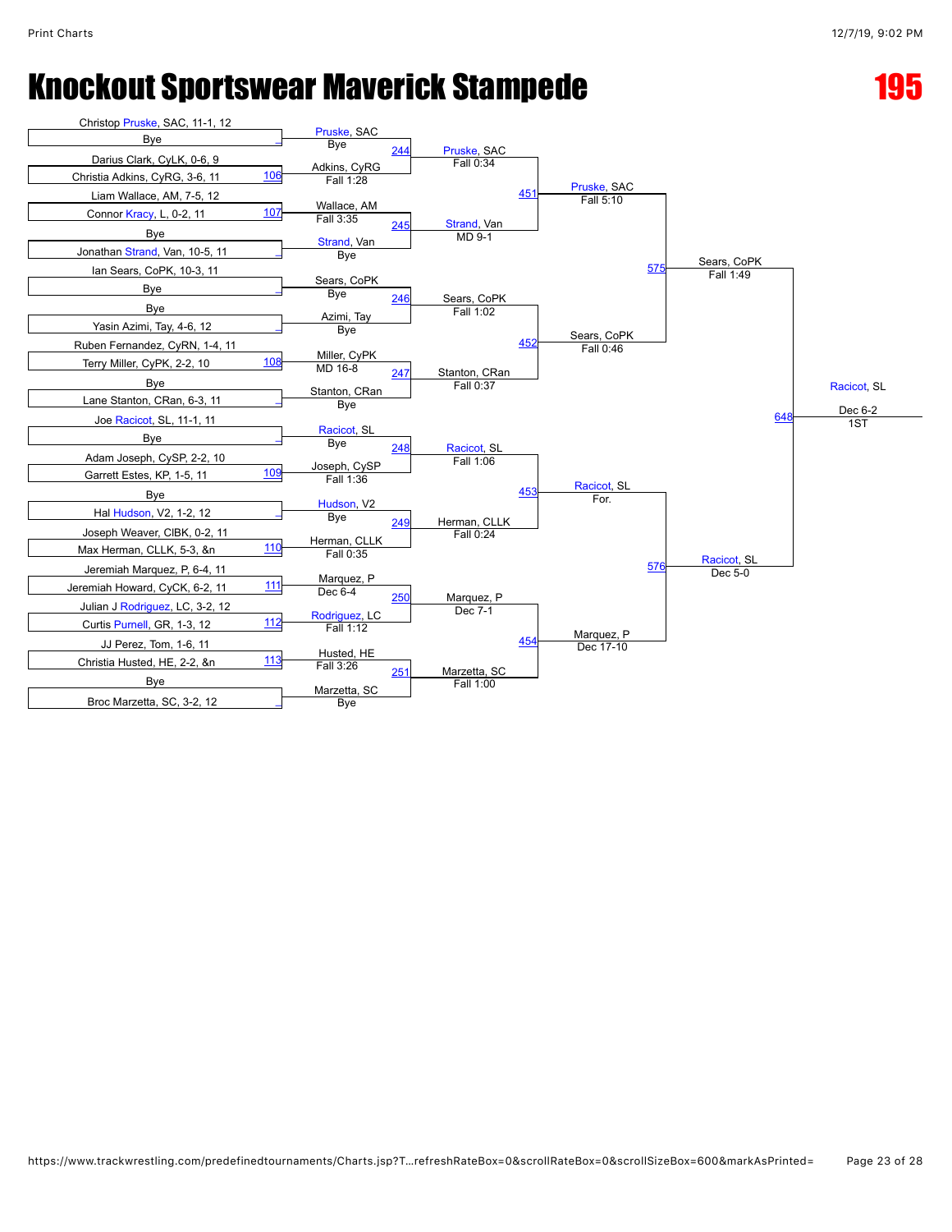# Knockout Sportswear Maverick Stampede

## 195

### First Round

| Match | Wrestler 1 | Wrestler 2 |
| --- | --- | --- |
| _ | Christop Pruske, SAC, 11-1, 12 | Bye |
| 106 | Darius Clark, CyLK, 0-6, 9 | Christia Adkins, CyRG, 3-6, 11 |
| 107 | Liam Wallace, AM, 7-5, 12 | Connor Kracy, L, 0-2, 11 |
| _ | Bye | Jonathan Strand, Van, 10-5, 11 |
| _ | Ian Sears, CoPK, 10-3, 11 | Bye |
| _ | Bye | Yasin Azimi, Tay, 4-6, 12 |
| 108 | Ruben Fernandez, CyRN, 1-4, 11 | Terry Miller, CyPK, 2-2, 10 |
| _ | Bye | Lane Stanton, CRan, 6-3, 11 |
| _ | Joe Racicot, SL, 11-1, 11 | Bye |
| 109 | Adam Joseph, CySP, 2-2, 10 | Garrett Estes, KP, 1-5, 11 |
| _ | Bye | Hal Hudson, V2, 1-2, 12 |
| 110 | Joseph Weaver, CIBK, 0-2, 11 | Max Herman, CLLK, 5-3, &n |
| 111 | Jeremiah Marquez, P, 6-4, 11 | Jeremiah Howard, CyCK, 6-2, 11 |
| 112 | Julian J Rodriguez, LC, 3-2, 12 | Curtis Purnell, GR, 1-3, 12 |
| 113 | JJ Perez, Tom, 1-6, 11 | Christia Husted, HE, 2-2, &n |
| _ | Bye | Broc Marzetta, SC, 3-2, 12 |

### Second Round

| Match | Wrestler 1 | Wrestler 2 |
| --- | --- | --- |
| 244 | Pruske, SAC (Bye) | Adkins, CyRG (Fall 1:28) |
| 245 | Wallace, AM (Fall 3:35) | Strand, Van (Bye) |
| 246 | Sears, CoPK (Bye) | Azimi, Tay (Bye) |
| 247 | Miller, CyPK (MD 16-8) | Stanton, CRan (Bye) |
| 248 | Racicot, SL (Bye) | Joseph, CySP (Fall 1:36) |
| 249 | Hudson, V2 (Bye) | Herman, CLLK (Fall 0:35) |
| 250 | Marquez, P (Dec 6-4) | Rodriguez, LC (Fall 1:12) |
| 251 | Husted, HE (Fall 3:26) | Marzetta, SC (Bye) |

### Quarterfinals

| Match | Wrestler 1 | Wrestler 2 |
| --- | --- | --- |
| 451 | Pruske, SAC (Fall 0:34) | Strand, Van (MD 9-1) |
| 452 | Sears, CoPK (Fall 1:02) | Stanton, CRan (Fall 0:37) |
| 453 | Racicot, SL (Fall 1:06) | Herman, CLLK (Fall 0:24) |
| 454 | Marquez, P (Dec 7-1) | Marzetta, SC (Fall 1:00) |

### Semifinals

| Match | Wrestler 1 | Wrestler 2 |
| --- | --- | --- |
| 575 | Pruske, SAC (Fall 5:10) | Sears, CoPK (Fall 0:46) |
| 576 | Racicot, SL (For.) | Marquez, P (Dec 17-10) |

### Finals

| Match | Wrestler 1 | Wrestler 2 |
| --- | --- | --- |
| 648 | Sears, CoPK (Fall 1:49) | Racicot, SL (Dec 5-0) |

**Champion:** Racicot, SL — Dec 6-2 — 1ST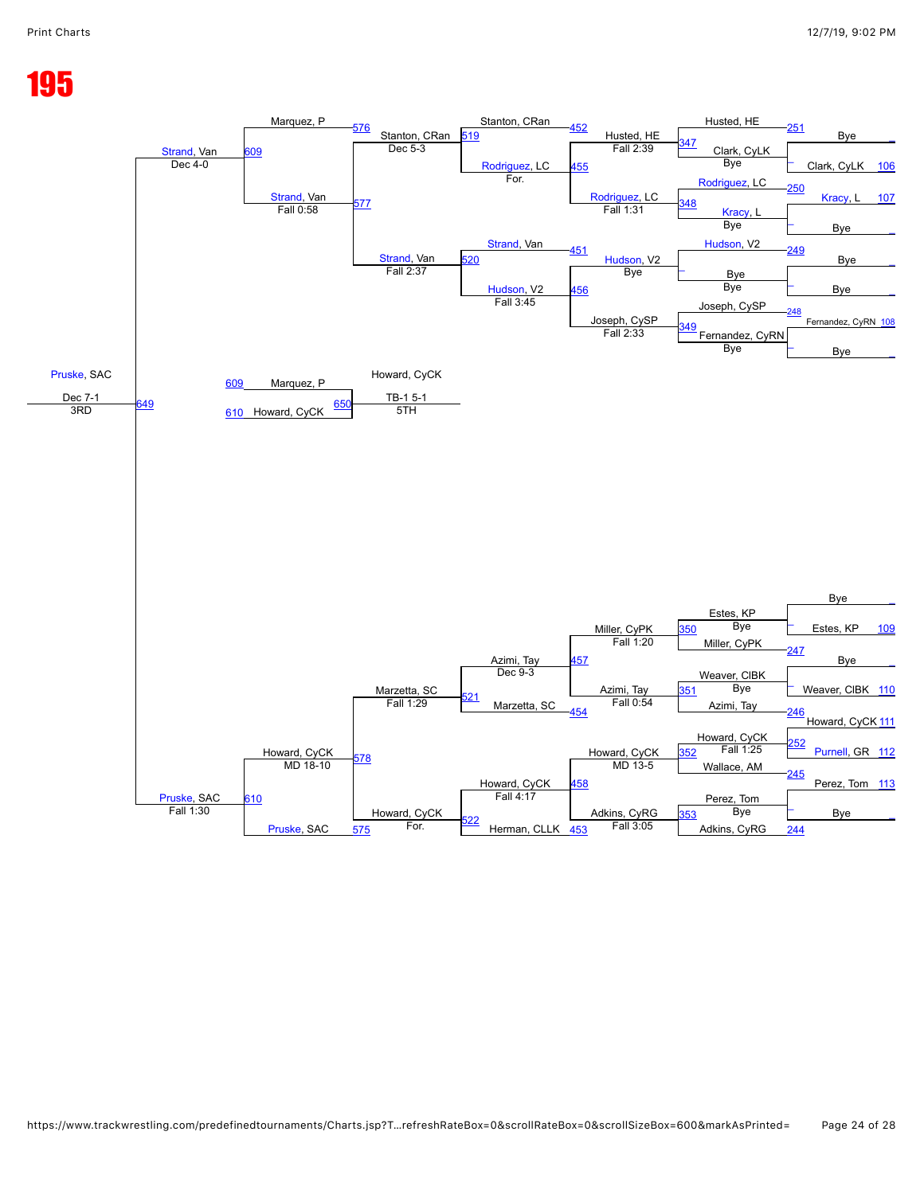# 195

**Top half of bracket**

| Bout | Wrestler 1 | Wrestler 2 | Winner | Result |
| --- | --- | --- | --- | --- |
| 106 | Bye | Clark, CyLK | Clark, CyLK | Bye |
| 107 | Kracy, L | Bye | Kracy, L | Bye |
| 108 | Bye | Bye | Bye | |
| 108 | Fernandez, CyRN | Bye | Fernandez, CyRN | Bye |
| 251 | Husted, HE | Clark, CyLK | Husted, HE | Fall 2:39 (347) |
| 250 | Rodriguez, LC | Kracy, L | Rodriguez, LC | Fall 1:31 (348) |
| 249 | Hudson, V2 | Bye | Hudson, V2 | Bye |
| 248 | Joseph, CySP | Fernandez, CyRN | Joseph, CySP | Fall 2:33 (349) |
| 452 | Stanton, CRan | Husted, HE | Stanton, CRan | Dec 5-3 (519) |
| 455 | Rodriguez, LC | | Rodriguez, LC | For. |
| 451 | Strand, Van | Hudson, V2 | Hudson, V2 | Fall 3:45 (520) |
| 456 | Hudson, V2 | Joseph, CySP | Hudson, V2 | |
| 576 | Marquez, P | Stanton, CRan | Strand, Van | Fall 2:37 |
| 577 | Strand, Van | Strand, Van | Strand, Van | Fall 0:58 |
| 609 | Marquez, P | Strand, Van | Strand, Van | Dec 4-0 |

**Bottom half of bracket**

| Bout | Wrestler 1 | Wrestler 2 | Winner | Result |
| --- | --- | --- | --- | --- |
| 109 | Bye | Estes, KP | Estes, KP | Bye |
| 110 | Bye | Weaver, CIBK | Weaver, CIBK | Bye |
| 111 | Howard, CyCK | | | |
| 112 | Purnell, GR | | | |
| 113 | Perez, Tom | Bye | Perez, Tom | Bye |
| 247 | Estes, KP | Miller, CyPK | Miller, CyPK | Fall 1:20 (350) |
| 246 | Weaver, CIBK | Azimi, Tay | Azimi, Tay | Fall 0:54 (351) |
| 252 | Howard, CyCK | Purnell, GR | Howard, CyCK | Fall 1:25 |
| 245 | Howard, CyCK | Wallace, AM | Howard, CyCK | MD 13-5 (352) |
| 244 | Perez, Tom | Adkins, CyRG | Adkins, CyRG | Fall 3:05 (353) |
| 457 | Miller, CyPK | Azimi, Tay | Azimi, Tay | Dec 9-3 |
| 454 | Marzetta, SC | | | |
| 521 | Azimi, Tay | Marzetta, SC | Marzetta, SC | Fall 1:29 |
| 458 | Howard, CyCK | Adkins, CyRG | Howard, CyCK | Fall 4:17 |
| 453 | Herman, CLLK | | | |
| 522 | Howard, CyCK | Herman, CLLK | Howard, CyCK | For. |
| 578 | Marzetta, SC | Howard, CyCK | Howard, CyCK | MD 18-10 |
| 575 | Pruske, SAC | | | |
| 610 | Howard, CyCK | Pruske, SAC | Pruske, SAC | Fall 1:30 |

**Finals / Placement**

| Bout | Wrestler 1 | Wrestler 2 | Winner | Result |
| --- | --- | --- | --- | --- |
| 649 | Strand, Van | Pruske, SAC | Pruske, SAC | Dec 7-1 (3RD) |
| 650 | Marquez, P (609) | Howard, CyCK (610) | Howard, CyCK | TB-1 5-1 (5TH) |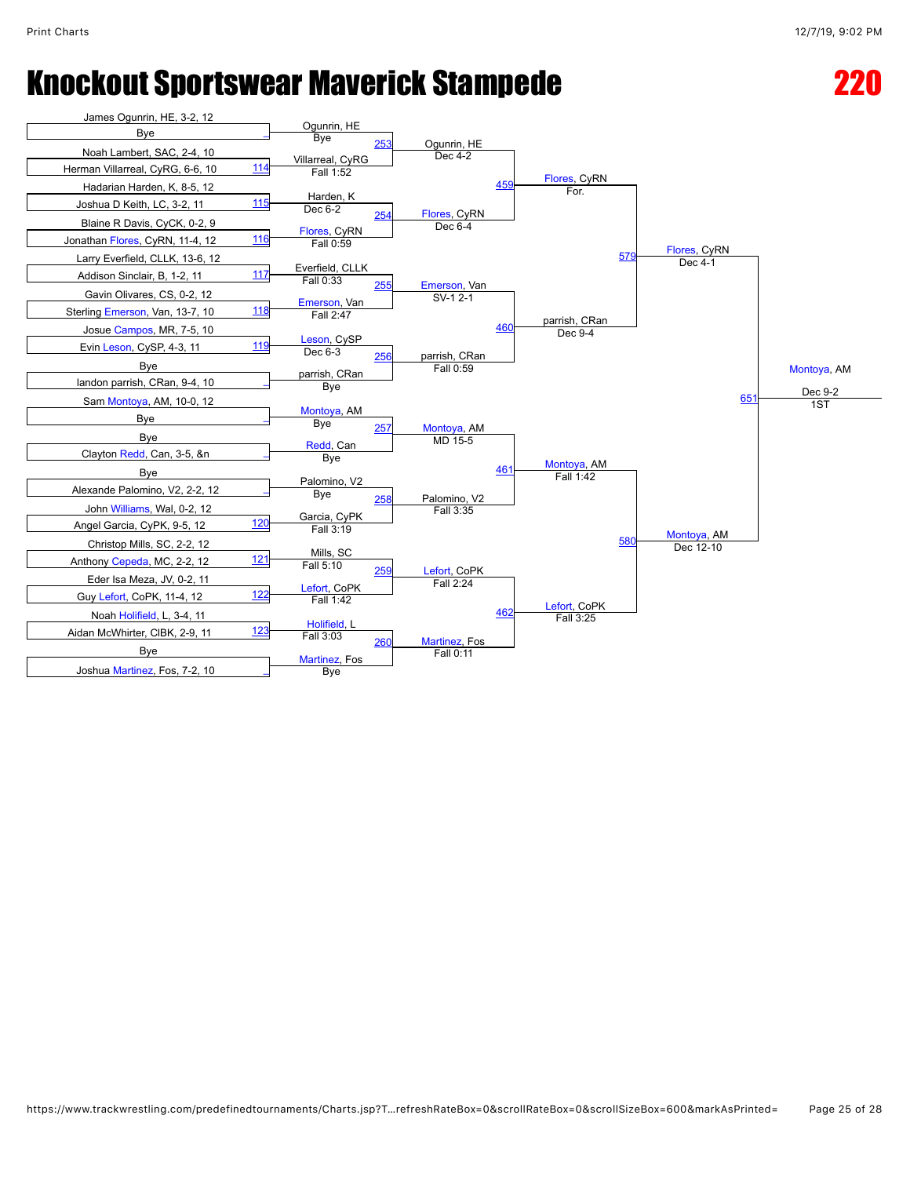# Knockout Sportswear Maverick Stampede

## 220

### First Round

| Match | Wrestler 1 | Wrestler 2 | Winner | Result |
|---|---|---|---|---|
| | James Ogunrin, HE, 3-2, 12 | Bye | Ogunrin, HE | Bye |
| 114 | Noah Lambert, SAC, 2-4, 10 | Herman Villarreal, CyRG, 6-6, 10 | Villarreal, CyRG | Fall 1:52 |
| 115 | Hadarian Harden, K, 8-5, 12 | Joshua D Keith, LC, 3-2, 11 | Harden, K | Dec 6-2 |
| 116 | Blaine R Davis, CyCK, 0-2, 9 | Jonathan Flores, CyRN, 11-4, 12 | Flores, CyRN | Fall 0:59 |
| 117 | Larry Everfield, CLLK, 13-6, 12 | Addison Sinclair, B, 1-2, 11 | Everfield, CLLK | Fall 0:33 |
| 118 | Gavin Olivares, CS, 0-2, 12 | Sterling Emerson, Van, 13-7, 10 | Emerson, Van | Fall 2:47 |
| 119 | Josue Campos, MR, 7-5, 10 | Evin Leson, CySP, 4-3, 11 | Leson, CySP | Dec 6-3 |
| | Bye | landon parrish, CRan, 9-4, 10 | parrish, CRan | Bye |
| | Sam Montoya, AM, 10-0, 12 | Bye | Montoya, AM | Bye |
| | Bye | Clayton Redd, Can, 3-5, &n | Redd, Can | Bye |
| | Bye | Alexande Palomino, V2, 2-2, 12 | Palomino, V2 | Bye |
| 120 | John Williams, Wal, 0-2, 12 | Angel Garcia, CyPK, 9-5, 12 | Garcia, CyPK | Fall 3:19 |
| 121 | Christop Mills, SC, 2-2, 12 | Anthony Cepeda, MC, 2-2, 12 | Mills, SC | Fall 5:10 |
| 122 | Eder Isa Meza, JV, 0-2, 11 | Guy Lefort, CoPK, 11-4, 12 | Lefort, CoPK | Fall 1:42 |
| 123 | Noah Holifield, L, 3-4, 11 | Aidan McWhirter, ClBK, 2-9, 11 | Holifield, L | Fall 3:03 |
| | Bye | Joshua Martinez, Fos, 7-2, 10 | Martinez, Fos | Bye |

### Second Round

| Match | Winner | Result |
|---|---|---|
| 253 | Ogunrin, HE | Dec 4-2 |
| 254 | Flores, CyRN | Dec 6-4 |
| 255 | Emerson, Van | SV-1 2-1 |
| 256 | parrish, CRan | Fall 0:59 |
| 257 | Montoya, AM | MD 15-5 |
| 258 | Palomino, V2 | Fall 3:35 |
| 259 | Lefort, CoPK | Fall 2:24 |
| 260 | Martinez, Fos | Fall 0:11 |

### Quarterfinals

| Match | Winner | Result |
|---|---|---|
| 459 | Flores, CyRN | For. |
| 460 | parrish, CRan | Dec 9-4 |
| 461 | Montoya, AM | Fall 1:42 |
| 462 | Lefort, CoPK | Fall 3:25 |

### Semifinals

| Match | Winner | Result |
|---|---|---|
| 579 | Flores, CyRN | Dec 4-1 |
| 580 | Montoya, AM | Dec 12-10 |

### Final

| Match | Winner | Result | Place |
|---|---|---|---|
| 651 | Montoya, AM | Dec 9-2 | 1ST |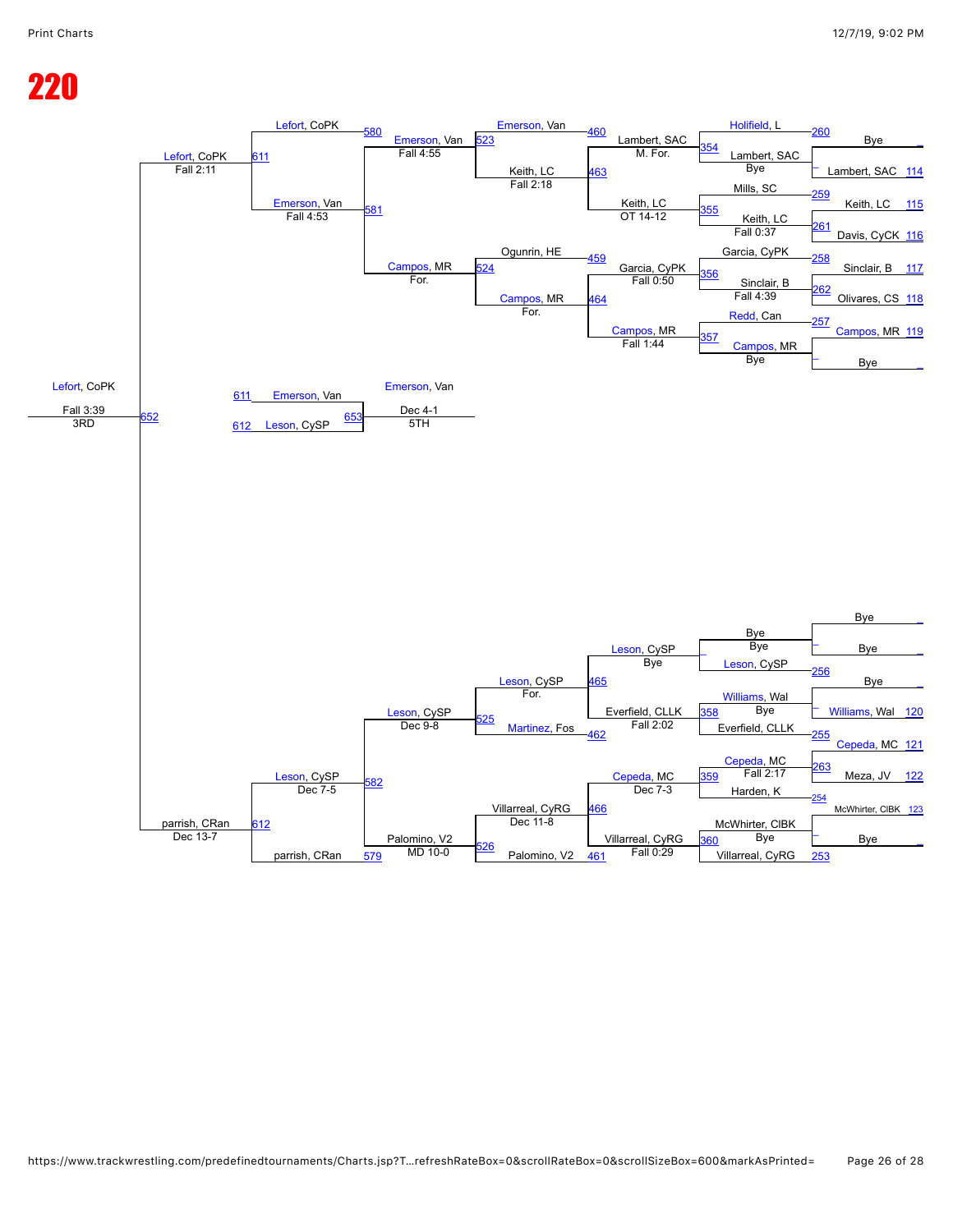# 220

## Championship Bracket (Upper)

| Match | Wrestler 1 | Wrestler 2 | Winner | Result |
|---|---|---|---|---|
| 114 | Bye | Lambert, SAC | Lambert, SAC | Bye |
| 115/116 (261) | Keith, LC | Davis, CyCK | Keith, LC | Fall 0:37 |
| 117/118 (262) | Sinclair, B | Olivares, CS | Sinclair, B | Fall 4:39 |
| 119 | Campos, MR | Bye | Campos, MR | Bye |
| 354 | Holifield, L (260) | Lambert, SAC | Lambert, SAC | M. For. |
| 355 | Mills, SC (259) | Keith, LC | Keith, LC | OT 14-12 |
| 356 | Garcia, CyPK (258) | Sinclair, B | Garcia, CyPK | Fall 0:50 |
| 357 | Redd, Can (257) | Campos, MR | Campos, MR | Fall 1:44 |
| 463 | Lambert, SAC | Keith, LC | Keith, LC | Fall 2:18 |
| 464 | Garcia, CyPK | Campos, MR | Campos, MR | For. |
| 523 | Emerson, Van (460) | Keith, LC | Emerson, Van | Fall 4:55 |
| 524 | Ogunrin, HE (459) | Campos, MR | Campos, MR | For. |
| 581 | Emerson, Van | Campos, MR | Emerson, Van | Fall 4:53 |
| 611 | Lefort, CoPK (580) | Emerson, Van | Lefort, CoPK | Fall 2:11 |

## Consolation Bracket (Lower)

| Match | Wrestler 1 | Wrestler 2 | Winner | Result |
|---|---|---|---|---|
| 256 | Bye | Bye / Leson, CySP | Leson, CySP | Bye |
| 120 | Bye | Williams, Wal | Williams, Wal | Bye |
| 121/122 (263) | Cepeda, MC | Meza, JV | Cepeda, MC | Fall 2:17 |
| 123 (254) | McWhirter, CIBK | Bye | McWhirter, CIBK | Bye |
| 358 | Williams, Wal | Everfield, CLLK (255) | Everfield, CLLK | Bye |
| 359 | Cepeda, MC | Harden, K | Cepeda, MC | Dec 7-3 |
| 360 | McWhirter, CIBK | Villarreal, CyRG (253) | Villarreal, CyRG | Bye |
| 465 | Leson, CySP | Everfield, CLLK | Leson, CySP | Bye |
| 466 | Cepeda, MC | Villarreal, CyRG | Villarreal, CyRG | Fall 0:29 |
| 525 | Leson, CySP | Martinez, Fos (462) | Leson, CySP | For. |
| 526 | Villarreal, CyRG | Palomino, V2 (461) | Palomino, V2 | Dec 11-8 |
| 582 | Leson, CySP | Palomino, V2 | Leson, CySP | Dec 9-8 |
| 612 | Leson, CySP | parrish, CRan (579) | parrish, CRan | Dec 7-5 |

## Placement Matches

| Match | Wrestler 1 | Wrestler 2 | Winner | Result | Place |
|---|---|---|---|---|---|
| 652 | Lefort, CoPK | parrish, CRan | Lefort, CoPK | Fall 3:39 | 3RD |
| 653 | Emerson, Van (611) | Leson, CySP (612) | Emerson, Van | Dec 4-1 | 5TH |

Additional results shown: parrish, CRan — Dec 13-7; Palomino, V2 — MD 10-0.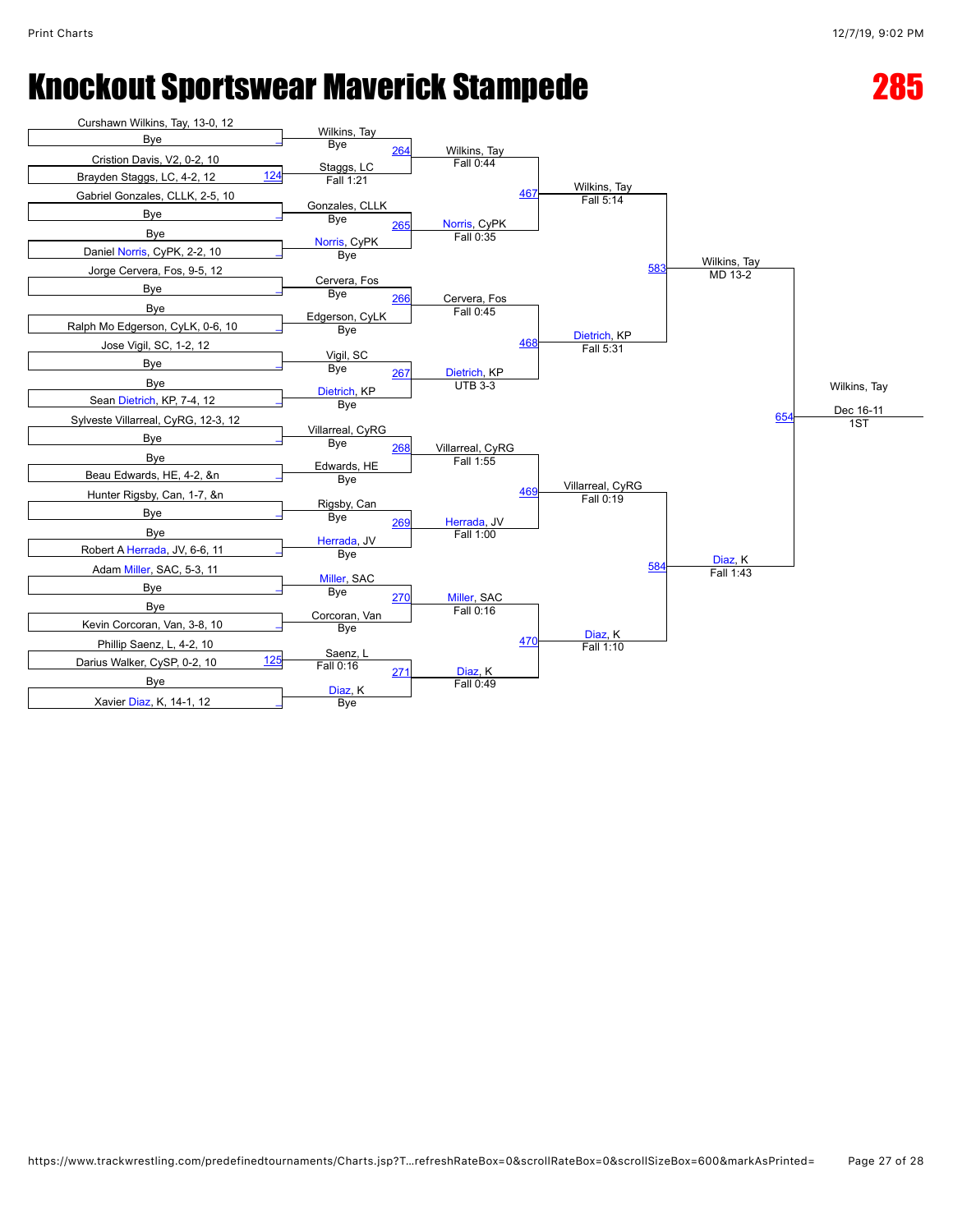# Knockout Sportswear Maverick Stampede

# 285

## First Round (Seeds / Entries)

- Curshawn Wilkins, Tay, 13-0, 12
- Bye
- Cristion Davis, V2, 0-2, 10
- Brayden Staggs, LC, 4-2, 12 (124)
- Gabriel Gonzales, CLLK, 2-5, 10
- Bye
- Bye
- Daniel Norris, CyPK, 2-2, 10
- Jorge Cervera, Fos, 9-5, 12
- Bye
- Bye
- Ralph Mo Edgerson, CyLK, 0-6, 10
- Jose Vigil, SC, 1-2, 12
- Bye
- Bye
- Sean Dietrich, KP, 7-4, 12
- Sylveste Villarreal, CyRG, 12-3, 12
- Bye
- Bye
- Beau Edwards, HE, 4-2, &n
- Hunter Rigsby, Can, 1-7, &n
- Bye
- Bye
- Robert A Herrada, JV, 6-6, 11
- Adam Miller, SAC, 5-3, 11
- Bye
- Bye
- Kevin Corcoran, Van, 3-8, 10
- Phillip Saenz, L, 4-2, 10
- Darius Walker, CySP, 0-2, 10 (125)
- Bye
- Xavier Diaz, K, 14-1, 12

## Second Round

| Bout | Winner | Result |
|---|---|---|
| | Wilkins, Tay | Bye |
| | Staggs, LC | Fall 1:21 |
| | Gonzales, CLLK | Bye |
| | Norris, CyPK | Bye |
| | Cervera, Fos | Bye |
| | Edgerson, CyLK | Bye |
| | Vigil, SC | Bye |
| | Dietrich, KP | Bye |
| | Villarreal, CyRG | Bye |
| | Edwards, HE | Bye |
| | Rigsby, Can | Bye |
| | Herrada, JV | Bye |
| | Miller, SAC | Bye |
| | Corcoran, Van | Bye |
| | Saenz, L | Fall 0:16 |
| | Diaz, K | Bye |

## Third Round

| Bout | Winner | Result |
|---|---|---|
| 264 | Wilkins, Tay | Fall 0:44 |
| 265 | Norris, CyPK | Fall 0:35 |
| 266 | Cervera, Fos | Fall 0:45 |
| 267 | Dietrich, KP | UTB 3-3 |
| 268 | Villarreal, CyRG | Fall 1:55 |
| 269 | Herrada, JV | Fall 1:00 |
| 270 | Miller, SAC | Fall 0:16 |
| 271 | Diaz, K | Fall 0:49 |

## Quarterfinals

| Bout | Winner | Result |
|---|---|---|
| 467 | Wilkins, Tay | Fall 5:14 |
| 468 | Dietrich, KP | Fall 5:31 |
| 469 | Villarreal, CyRG | Fall 0:19 |
| 470 | Diaz, K | Fall 1:10 |

## Semifinals

| Bout | Winner | Result |
|---|---|---|
| 583 | Wilkins, Tay | MD 13-2 |
| 584 | Diaz, K | Fall 1:43 |

## Final

| Bout | Winner | Result | Place |
|---|---|---|---|
| 654 | Wilkins, Tay | Dec 16-11 | 1ST |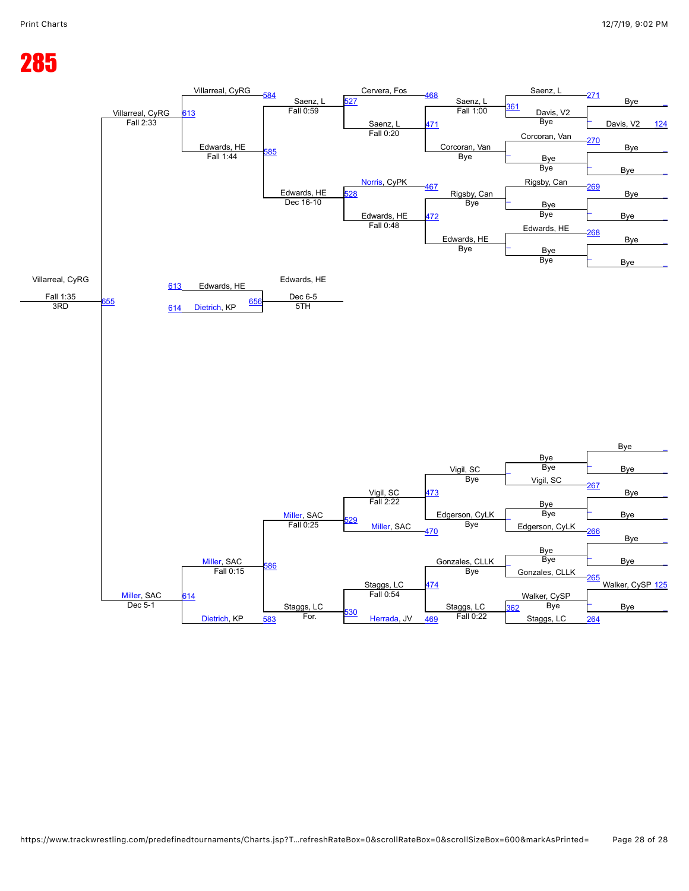# 285

Villarreal, CyRG
584
Saenz, L
Fall 0:59
527
Cervera, Fos
468
Saenz, L
Fall 1:00
361
Saenz, L
271
Bye
Davis, V2
Bye
Davis, V2
124

Villarreal, CyRG
Fall 2:33
613

Saenz, L
Fall 0:20
471

Corcoran, Van
Bye
Corcoran, Van
270
Bye
Bye
Bye
Bye

Edwards, HE
Fall 1:44
585

Norris, CyPK
467
Rigsby, Can
Bye
Rigsby, Can
269
Bye
Bye
Bye
Bye

Edwards, HE
Dec 16-10
528
Edwards, HE
Fall 0:48
472
Edwards, HE
Bye
Edwards, HE
268
Bye
Bye
Bye
Bye

Villarreal, CyRG
Fall 1:35
3RD
655

613 Edwards, HE
614 Dietrich, KP
656
Edwards, HE
Dec 6-5
5TH

Bye
Bye
Bye
Vigil, SC
Bye
Bye
Vigil, SC
267
Bye
Vigil, SC
Fall 2:22
473

Miller, SAC
Fall 0:25
529
Miller, SAC
470
Edgerson, CyLK
Bye
Bye
Bye
Edgerson, CyLK
266
Bye
Bye

Miller, SAC
Fall 0:15
586
Gonzales, CLLK
Bye
Bye
Bye
Gonzales, CLLK
265
Bye
Walker, CySP
125

Miller, SAC
Dec 5-1
614
Staggs, LC
Fall 0:54
474
Staggs, LC
Fall 0:22
362
Walker, CySP
Bye
Staggs, LC
264
Bye

Dietrich, KP
583
Staggs, LC
For.
530
Herrada, JV
469